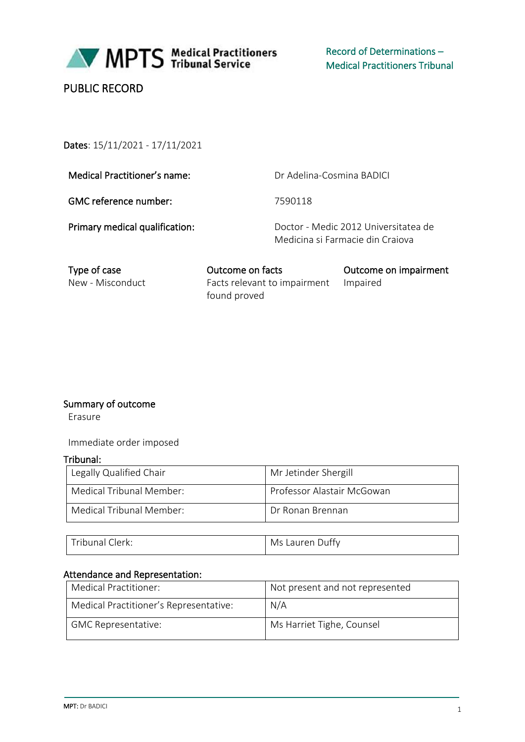MPTS Medical Practitioners Tribunal Service

Record of Determinations – Medical Practitioners Tribunal

PUBLIC RECORD

**Dates**: 15/11/2021 - 17/11/2021

| | |
|---|---|
| **Medical Practitioner's name:** | Dr Adelina-Cosmina BADICI |
| **GMC reference number:** | 7590118 |
| **Primary medical qualification:** | Doctor - Medic 2012 Universitatea de Medicina si Farmacie din Craiova |

| Type of case | Outcome on facts | Outcome on impairment |
|---|---|---|
| New - Misconduct | Facts relevant to impairment found proved | Impaired |

**Summary of outcome**

Erasure

Immediate order imposed

**Tribunal:**

| | |
|---|---|
| Legally Qualified Chair | Mr Jetinder Shergill |
| Medical Tribunal Member: | Professor Alastair McGowan |
| Medical Tribunal Member: | Dr Ronan Brennan |

| | |
|---|---|
| Tribunal Clerk: | Ms Lauren Duffy |

**Attendance and Representation:**

| | |
|---|---|
| Medical Practitioner: | Not present and not represented |
| Medical Practitioner's Representative: | N/A |
| GMC Representative: | Ms Harriet Tighe, Counsel |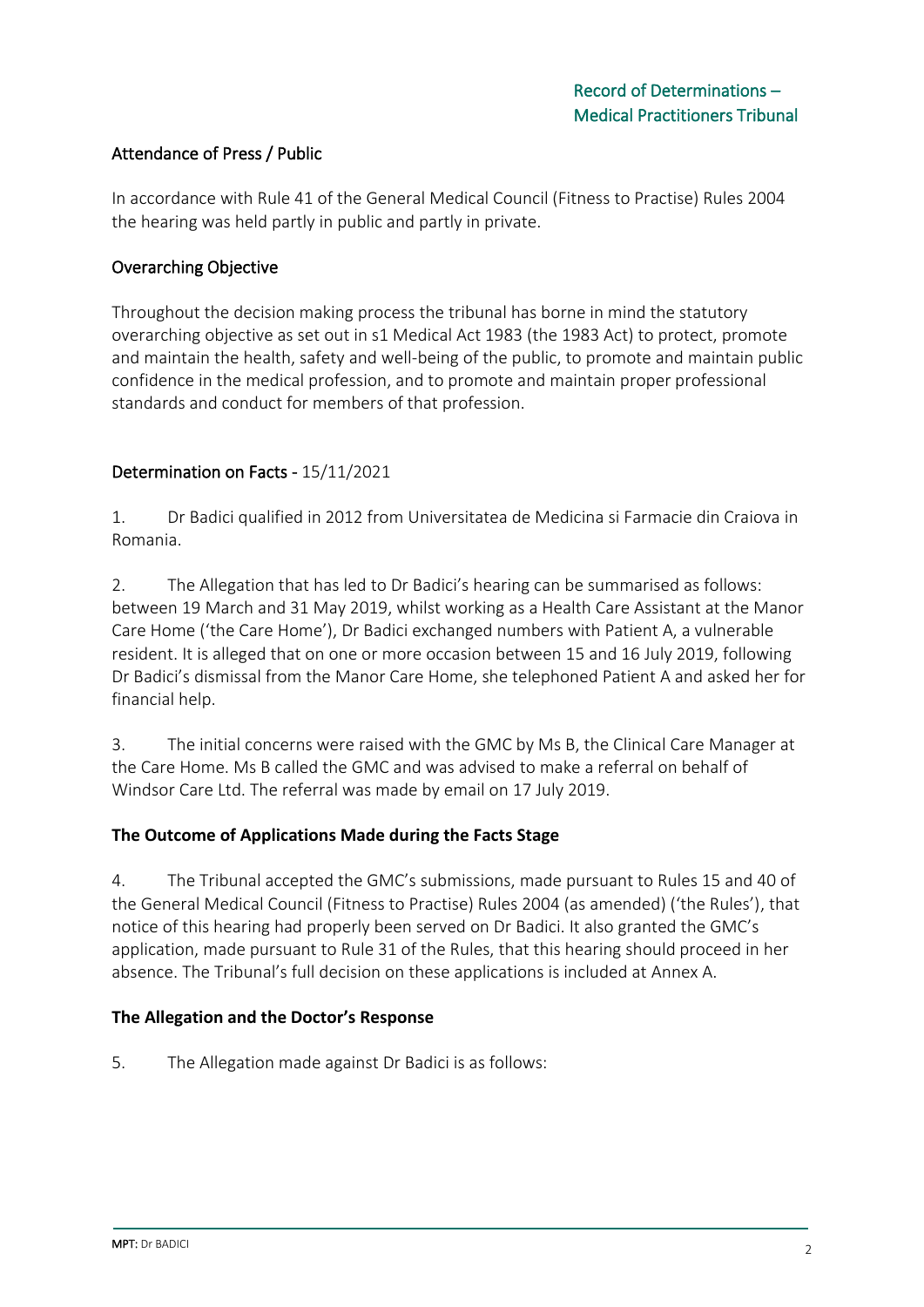## Attendance of Press / Public

In accordance with Rule 41 of the General Medical Council (Fitness to Practise) Rules 2004 the hearing was held partly in public and partly in private.

## Overarching Objective

Throughout the decision making process the tribunal has borne in mind the statutory overarching objective as set out in s1 Medical Act 1983 (the 1983 Act) to protect, promote and maintain the health, safety and well-being of the public, to promote and maintain public confidence in the medical profession, and to promote and maintain proper professional standards and conduct for members of that profession.

## Determination on Facts - 15/11/2021

1. Dr Badici qualified in 2012 from Universitatea de Medicina si Farmacie din Craiova in Romania.

2. The Allegation that has led to Dr Badici's hearing can be summarised as follows: between 19 March and 31 May 2019, whilst working as a Health Care Assistant at the Manor Care Home ('the Care Home'), Dr Badici exchanged numbers with Patient A, a vulnerable resident. It is alleged that on one or more occasion between 15 and 16 July 2019, following Dr Badici's dismissal from the Manor Care Home, she telephoned Patient A and asked her for financial help.

3. The initial concerns were raised with the GMC by Ms B, the Clinical Care Manager at the Care Home. Ms B called the GMC and was advised to make a referral on behalf of Windsor Care Ltd. The referral was made by email on 17 July 2019.

### The Outcome of Applications Made during the Facts Stage

4. The Tribunal accepted the GMC's submissions, made pursuant to Rules 15 and 40 of the General Medical Council (Fitness to Practise) Rules 2004 (as amended) ('the Rules'), that notice of this hearing had properly been served on Dr Badici. It also granted the GMC's application, made pursuant to Rule 31 of the Rules, that this hearing should proceed in her absence. The Tribunal's full decision on these applications is included at Annex A.

### The Allegation and the Doctor's Response

5. The Allegation made against Dr Badici is as follows: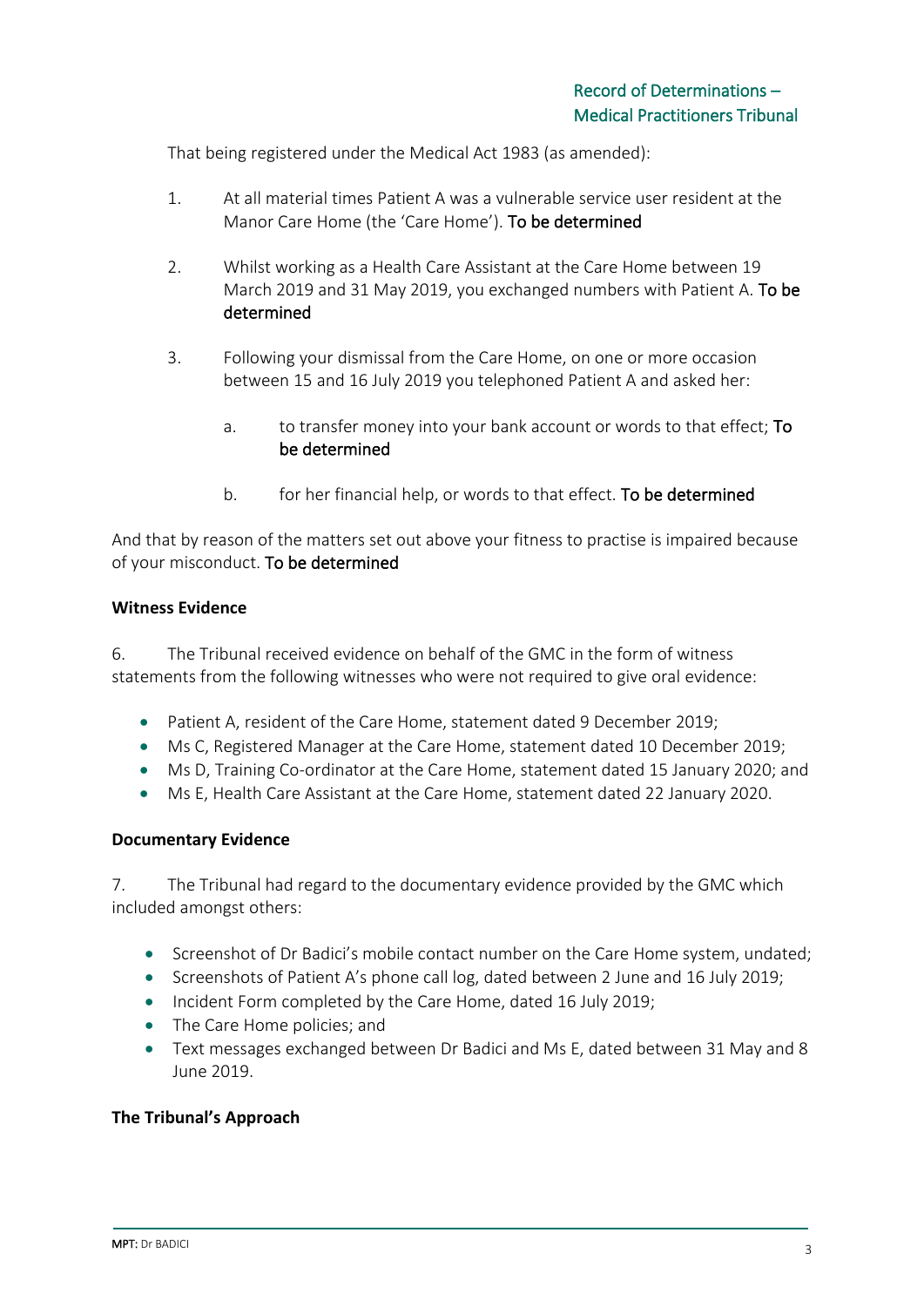That being registered under the Medical Act 1983 (as amended):

1. At all material times Patient A was a vulnerable service user resident at the Manor Care Home (the 'Care Home'). **To be determined**

2. Whilst working as a Health Care Assistant at the Care Home between 19 March 2019 and 31 May 2019, you exchanged numbers with Patient A. **To be determined**

3. Following your dismissal from the Care Home, on one or more occasion between 15 and 16 July 2019 you telephoned Patient A and asked her:

   a. to transfer money into your bank account or words to that effect; **To be determined**

   b. for her financial help, or words to that effect. **To be determined**

And that by reason of the matters set out above your fitness to practise is impaired because of your misconduct. **To be determined**

**Witness Evidence**

6. The Tribunal received evidence on behalf of the GMC in the form of witness statements from the following witnesses who were not required to give oral evidence:

- Patient A, resident of the Care Home, statement dated 9 December 2019;
- Ms C, Registered Manager at the Care Home, statement dated 10 December 2019;
- Ms D, Training Co-ordinator at the Care Home, statement dated 15 January 2020; and
- Ms E, Health Care Assistant at the Care Home, statement dated 22 January 2020.

**Documentary Evidence**

7. The Tribunal had regard to the documentary evidence provided by the GMC which included amongst others:

- Screenshot of Dr Badici's mobile contact number on the Care Home system, undated;
- Screenshots of Patient A's phone call log, dated between 2 June and 16 July 2019;
- Incident Form completed by the Care Home, dated 16 July 2019;
- The Care Home policies; and
- Text messages exchanged between Dr Badici and Ms E, dated between 31 May and 8 June 2019.

**The Tribunal's Approach**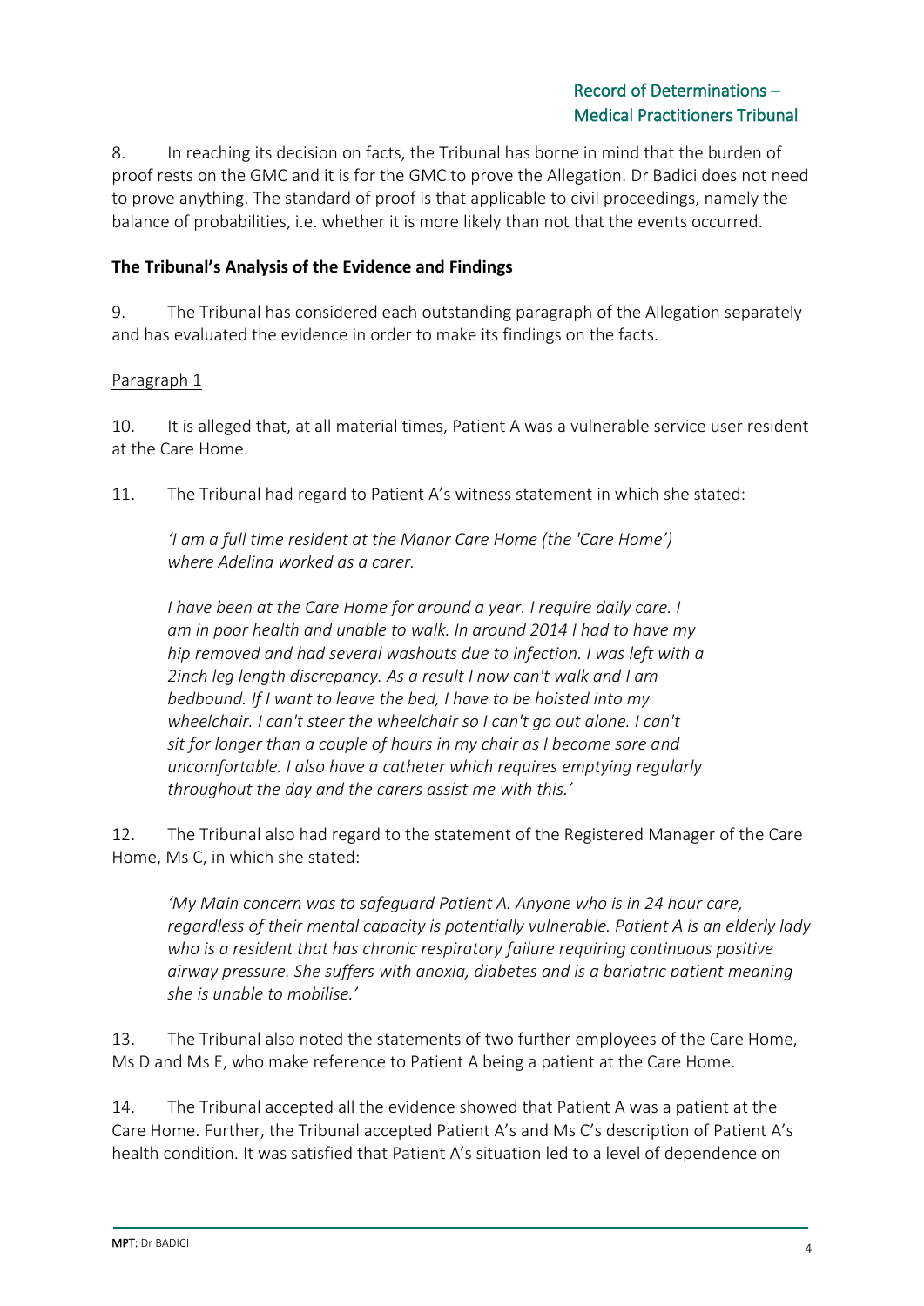8. In reaching its decision on facts, the Tribunal has borne in mind that the burden of proof rests on the GMC and it is for the GMC to prove the Allegation. Dr Badici does not need to prove anything. The standard of proof is that applicable to civil proceedings, namely the balance of probabilities, i.e. whether it is more likely than not that the events occurred.

**The Tribunal's Analysis of the Evidence and Findings**

9. The Tribunal has considered each outstanding paragraph of the Allegation separately and has evaluated the evidence in order to make its findings on the facts.

Paragraph 1

10. It is alleged that, at all material times, Patient A was a vulnerable service user resident at the Care Home.

11. The Tribunal had regard to Patient A's witness statement in which she stated:

> *'I am a full time resident at the Manor Care Home (the 'Care Home') where Adelina worked as a carer.*
>
> *I have been at the Care Home for around a year. I require daily care. I am in poor health and unable to walk. In around 2014 I had to have my hip removed and had several washouts due to infection. I was left with a 2inch leg length discrepancy. As a result I now can't walk and I am bedbound. If I want to leave the bed, I have to be hoisted into my wheelchair. I can't steer the wheelchair so I can't go out alone. I can't sit for longer than a couple of hours in my chair as I become sore and uncomfortable. I also have a catheter which requires emptying regularly throughout the day and the carers assist me with this.'*

12. The Tribunal also had regard to the statement of the Registered Manager of the Care Home, Ms C, in which she stated:

> *'My Main concern was to safeguard Patient A. Anyone who is in 24 hour care, regardless of their mental capacity is potentially vulnerable. Patient A is an elderly lady who is a resident that has chronic respiratory failure requiring continuous positive airway pressure. She suffers with anoxia, diabetes and is a bariatric patient meaning she is unable to mobilise.'*

13. The Tribunal also noted the statements of two further employees of the Care Home, Ms D and Ms E, who make reference to Patient A being a patient at the Care Home.

14. The Tribunal accepted all the evidence showed that Patient A was a patient at the Care Home. Further, the Tribunal accepted Patient A's and Ms C's description of Patient A's health condition. It was satisfied that Patient A's situation led to a level of dependence on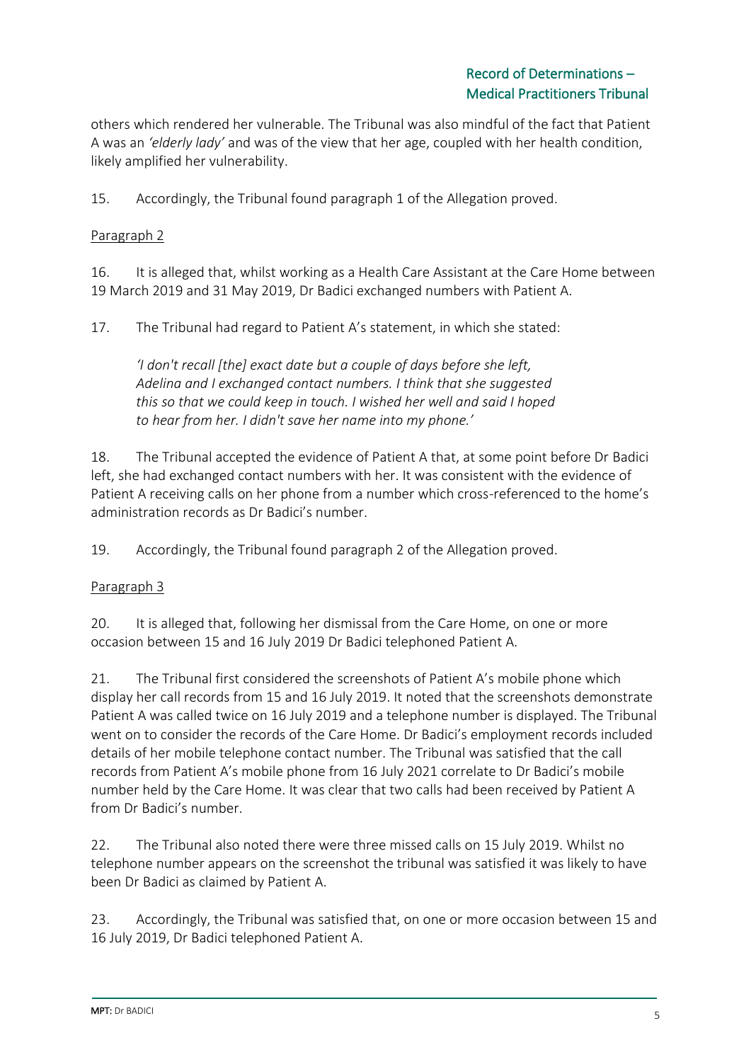others which rendered her vulnerable. The Tribunal was also mindful of the fact that Patient A was an *'elderly lady'* and was of the view that her age, coupled with her health condition, likely amplified her vulnerability.

15. Accordingly, the Tribunal found paragraph 1 of the Allegation proved.

Paragraph 2

16. It is alleged that, whilst working as a Health Care Assistant at the Care Home between 19 March 2019 and 31 May 2019, Dr Badici exchanged numbers with Patient A.

17. The Tribunal had regard to Patient A's statement, in which she stated:

> *'I don't recall [the] exact date but a couple of days before she left, Adelina and I exchanged contact numbers. I think that she suggested this so that we could keep in touch. I wished her well and said I hoped to hear from her. I didn't save her name into my phone.'*

18. The Tribunal accepted the evidence of Patient A that, at some point before Dr Badici left, she had exchanged contact numbers with her. It was consistent with the evidence of Patient A receiving calls on her phone from a number which cross-referenced to the home's administration records as Dr Badici's number.

19. Accordingly, the Tribunal found paragraph 2 of the Allegation proved.

Paragraph 3

20. It is alleged that, following her dismissal from the Care Home, on one or more occasion between 15 and 16 July 2019 Dr Badici telephoned Patient A.

21. The Tribunal first considered the screenshots of Patient A's mobile phone which display her call records from 15 and 16 July 2019. It noted that the screenshots demonstrate Patient A was called twice on 16 July 2019 and a telephone number is displayed. The Tribunal went on to consider the records of the Care Home. Dr Badici's employment records included details of her mobile telephone contact number. The Tribunal was satisfied that the call records from Patient A's mobile phone from 16 July 2021 correlate to Dr Badici's mobile number held by the Care Home. It was clear that two calls had been received by Patient A from Dr Badici's number.

22. The Tribunal also noted there were three missed calls on 15 July 2019. Whilst no telephone number appears on the screenshot the tribunal was satisfied it was likely to have been Dr Badici as claimed by Patient A.

23. Accordingly, the Tribunal was satisfied that, on one or more occasion between 15 and 16 July 2019, Dr Badici telephoned Patient A.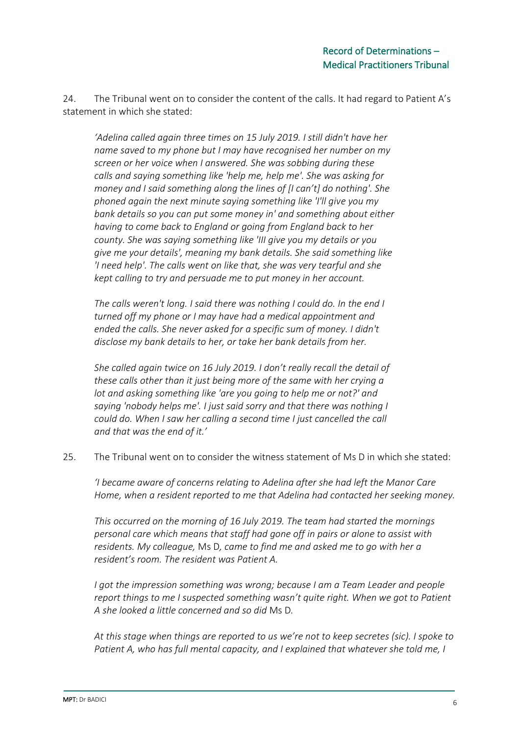24. The Tribunal went on to consider the content of the calls. It had regard to Patient A's statement in which she stated:

> *'Adelina called again three times on 15 July 2019. I still didn't have her name saved to my phone but I may have recognised her number on my screen or her voice when I answered. She was sobbing during these calls and saying something like 'help me, help me'. She was asking for money and I said something along the lines of [I can't] do nothing'. She phoned again the next minute saying something like 'I'll give you my bank details so you can put some money in' and something about either having to come back to England or going from England back to her county. She was saying something like 'III give you my details or you give me your details', meaning my bank details. She said something like 'I need help'. The calls went on like that, she was very tearful and she kept calling to try and persuade me to put money in her account.*
>
> *The calls weren't long. I said there was nothing I could do. In the end I turned off my phone or I may have had a medical appointment and ended the calls. She never asked for a specific sum of money. I didn't disclose my bank details to her, or take her bank details from her.*
>
> *She called again twice on 16 July 2019. I don't really recall the detail of these calls other than it just being more of the same with her crying a lot and asking something like 'are you going to help me or not?' and saying 'nobody helps me'. I just said sorry and that there was nothing I could do. When I saw her calling a second time I just cancelled the call and that was the end of it.'*

25. The Tribunal went on to consider the witness statement of Ms D in which she stated:

> *'I became aware of concerns relating to Adelina after she had left the Manor Care Home, when a resident reported to me that Adelina had contacted her seeking money.*
>
> *This occurred on the morning of 16 July 2019. The team had started the mornings personal care which means that staff had gone off in pairs or alone to assist with residents. My colleague,* Ms D*, came to find me and asked me to go with her a resident's room. The resident was Patient A.*
>
> *I got the impression something was wrong; because I am a Team Leader and people report things to me I suspected something wasn't quite right. When we got to Patient A she looked a little concerned and so did* Ms D*.*
>
> *At this stage when things are reported to us we're not to keep secretes (sic). I spoke to Patient A, who has full mental capacity, and I explained that whatever she told me, I*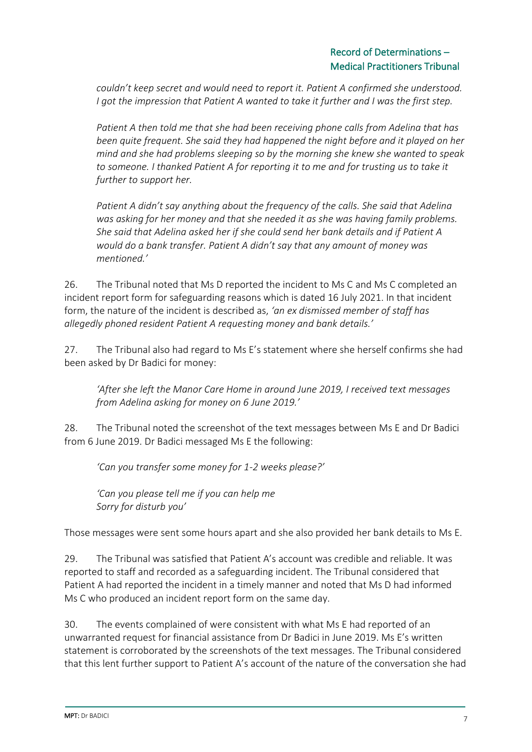*couldn't keep secret and would need to report it. Patient A confirmed she understood. I got the impression that Patient A wanted to take it further and I was the first step.*

*Patient A then told me that she had been receiving phone calls from Adelina that has been quite frequent. She said they had happened the night before and it played on her mind and she had problems sleeping so by the morning she knew she wanted to speak to someone. I thanked Patient A for reporting it to me and for trusting us to take it further to support her.*

*Patient A didn't say anything about the frequency of the calls. She said that Adelina was asking for her money and that she needed it as she was having family problems. She said that Adelina asked her if she could send her bank details and if Patient A would do a bank transfer. Patient A didn't say that any amount of money was mentioned.'*

26. The Tribunal noted that Ms D reported the incident to Ms C and Ms C completed an incident report form for safeguarding reasons which is dated 16 July 2021. In that incident form, the nature of the incident is described as, *'an ex dismissed member of staff has allegedly phoned resident Patient A requesting money and bank details.'*

27. The Tribunal also had regard to Ms E's statement where she herself confirms she had been asked by Dr Badici for money:

*'After she left the Manor Care Home in around June 2019, I received text messages from Adelina asking for money on 6 June 2019.'*

28. The Tribunal noted the screenshot of the text messages between Ms E and Dr Badici from 6 June 2019. Dr Badici messaged Ms E the following:

*'Can you transfer some money for 1-2 weeks please?'*

*'Can you please tell me if you can help me*
*Sorry for disturb you'*

Those messages were sent some hours apart and she also provided her bank details to Ms E.

29. The Tribunal was satisfied that Patient A's account was credible and reliable. It was reported to staff and recorded as a safeguarding incident. The Tribunal considered that Patient A had reported the incident in a timely manner and noted that Ms D had informed Ms C who produced an incident report form on the same day.

30. The events complained of were consistent with what Ms E had reported of an unwarranted request for financial assistance from Dr Badici in June 2019. Ms E's written statement is corroborated by the screenshots of the text messages. The Tribunal considered that this lent further support to Patient A's account of the nature of the conversation she had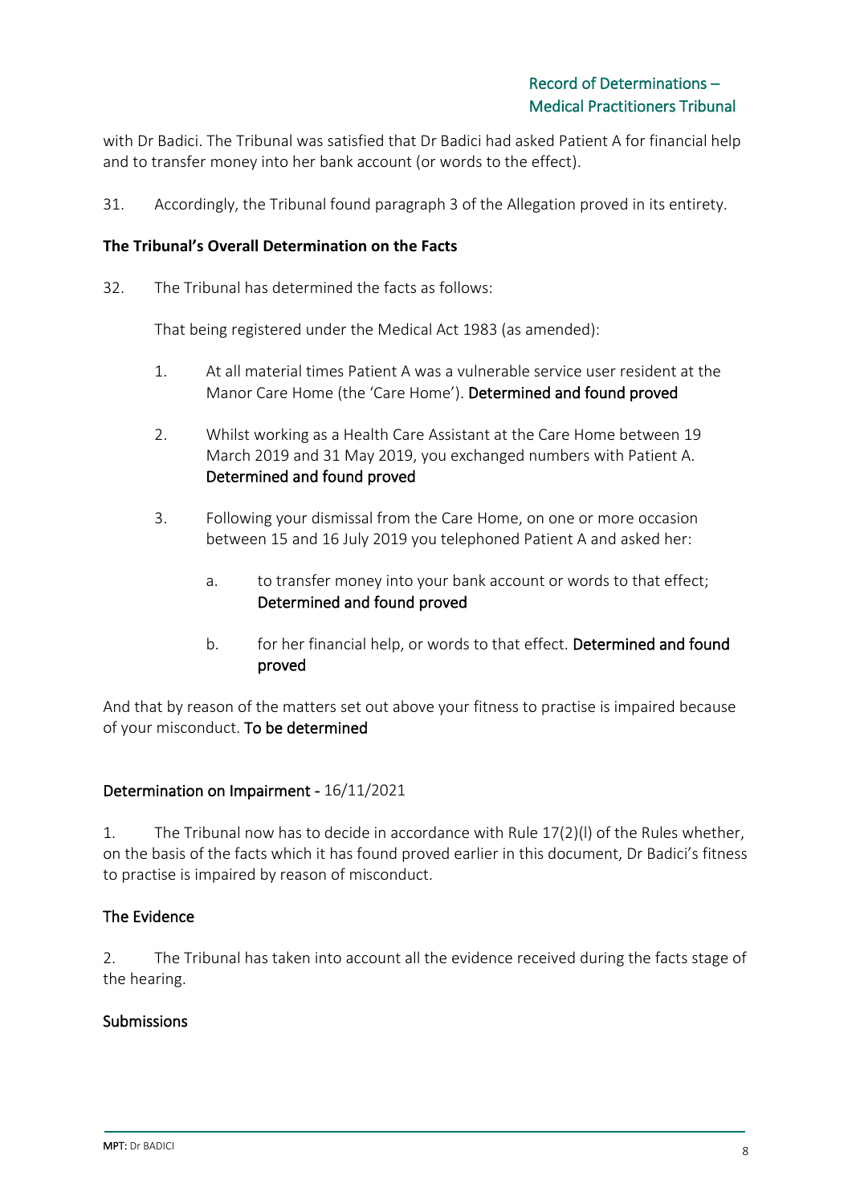with Dr Badici. The Tribunal was satisfied that Dr Badici had asked Patient A for financial help and to transfer money into her bank account (or words to the effect).

31. Accordingly, the Tribunal found paragraph 3 of the Allegation proved in its entirety.

**The Tribunal's Overall Determination on the Facts**

32. The Tribunal has determined the facts as follows:

That being registered under the Medical Act 1983 (as amended):

1. At all material times Patient A was a vulnerable service user resident at the Manor Care Home (the 'Care Home'). **Determined and found proved**

2. Whilst working as a Health Care Assistant at the Care Home between 19 March 2019 and 31 May 2019, you exchanged numbers with Patient A. **Determined and found proved**

3. Following your dismissal from the Care Home, on one or more occasion between 15 and 16 July 2019 you telephoned Patient A and asked her:

   a. to transfer money into your bank account or words to that effect; **Determined and found proved**

   b. for her financial help, or words to that effect. **Determined and found proved**

And that by reason of the matters set out above your fitness to practise is impaired because of your misconduct. **To be determined**

## Determination on Impairment - 16/11/2021

1. The Tribunal now has to decide in accordance with Rule 17(2)(l) of the Rules whether, on the basis of the facts which it has found proved earlier in this document, Dr Badici's fitness to practise is impaired by reason of misconduct.

### The Evidence

2. The Tribunal has taken into account all the evidence received during the facts stage of the hearing.

### Submissions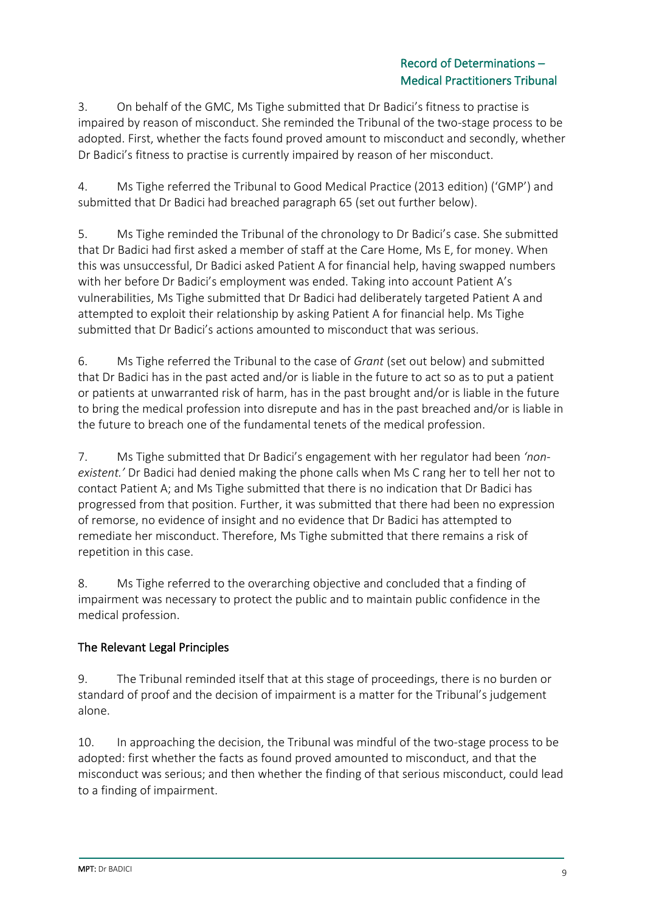3. On behalf of the GMC, Ms Tighe submitted that Dr Badici's fitness to practise is impaired by reason of misconduct. She reminded the Tribunal of the two-stage process to be adopted. First, whether the facts found proved amount to misconduct and secondly, whether Dr Badici's fitness to practise is currently impaired by reason of her misconduct.

4. Ms Tighe referred the Tribunal to Good Medical Practice (2013 edition) ('GMP') and submitted that Dr Badici had breached paragraph 65 (set out further below).

5. Ms Tighe reminded the Tribunal of the chronology to Dr Badici's case. She submitted that Dr Badici had first asked a member of staff at the Care Home, Ms E, for money. When this was unsuccessful, Dr Badici asked Patient A for financial help, having swapped numbers with her before Dr Badici's employment was ended. Taking into account Patient A's vulnerabilities, Ms Tighe submitted that Dr Badici had deliberately targeted Patient A and attempted to exploit their relationship by asking Patient A for financial help. Ms Tighe submitted that Dr Badici's actions amounted to misconduct that was serious.

6. Ms Tighe referred the Tribunal to the case of *Grant* (set out below) and submitted that Dr Badici has in the past acted and/or is liable in the future to act so as to put a patient or patients at unwarranted risk of harm, has in the past brought and/or is liable in the future to bring the medical profession into disrepute and has in the past breached and/or is liable in the future to breach one of the fundamental tenets of the medical profession.

7. Ms Tighe submitted that Dr Badici's engagement with her regulator had been *'non-existent.'* Dr Badici had denied making the phone calls when Ms C rang her to tell her not to contact Patient A; and Ms Tighe submitted that there is no indication that Dr Badici has progressed from that position. Further, it was submitted that there had been no expression of remorse, no evidence of insight and no evidence that Dr Badici has attempted to remediate her misconduct. Therefore, Ms Tighe submitted that there remains a risk of repetition in this case.

8. Ms Tighe referred to the overarching objective and concluded that a finding of impairment was necessary to protect the public and to maintain public confidence in the medical profession.

## The Relevant Legal Principles

9. The Tribunal reminded itself that at this stage of proceedings, there is no burden or standard of proof and the decision of impairment is a matter for the Tribunal's judgement alone.

10. In approaching the decision, the Tribunal was mindful of the two-stage process to be adopted: first whether the facts as found proved amounted to misconduct, and that the misconduct was serious; and then whether the finding of that serious misconduct, could lead to a finding of impairment.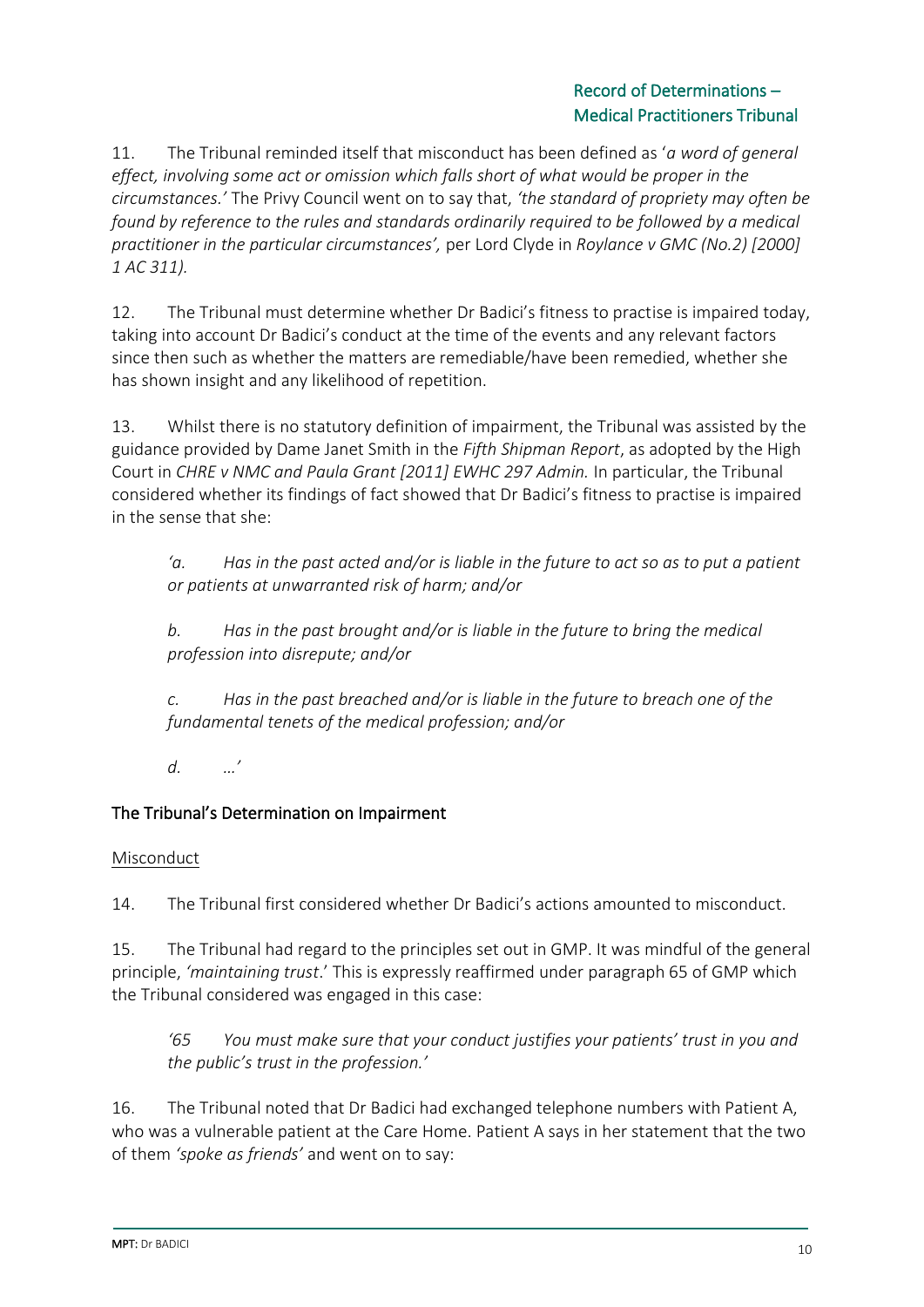11. The Tribunal reminded itself that misconduct has been defined as '*a word of general effect, involving some act or omission which falls short of what would be proper in the circumstances.'* The Privy Council went on to say that, *'the standard of propriety may often be found by reference to the rules and standards ordinarily required to be followed by a medical practitioner in the particular circumstances',* per Lord Clyde in *Roylance v GMC (No.2) [2000] 1 AC 311).*

12. The Tribunal must determine whether Dr Badici's fitness to practise is impaired today, taking into account Dr Badici's conduct at the time of the events and any relevant factors since then such as whether the matters are remediable/have been remedied, whether she has shown insight and any likelihood of repetition.

13. Whilst there is no statutory definition of impairment, the Tribunal was assisted by the guidance provided by Dame Janet Smith in the *Fifth Shipman Report*, as adopted by the High Court in *CHRE v NMC and Paula Grant [2011] EWHC 297 Admin.* In particular, the Tribunal considered whether its findings of fact showed that Dr Badici's fitness to practise is impaired in the sense that she:

> *'a. Has in the past acted and/or is liable in the future to act so as to put a patient or patients at unwarranted risk of harm; and/or*
>
> *b. Has in the past brought and/or is liable in the future to bring the medical profession into disrepute; and/or*
>
> *c. Has in the past breached and/or is liable in the future to breach one of the fundamental tenets of the medical profession; and/or*
>
> *d. …'*

## The Tribunal's Determination on Impairment

### Misconduct

14. The Tribunal first considered whether Dr Badici's actions amounted to misconduct.

15. The Tribunal had regard to the principles set out in GMP. It was mindful of the general principle, *'maintaining trust*.' This is expressly reaffirmed under paragraph 65 of GMP which the Tribunal considered was engaged in this case:

> *'65 You must make sure that your conduct justifies your patients' trust in you and the public's trust in the profession.'*

16. The Tribunal noted that Dr Badici had exchanged telephone numbers with Patient A, who was a vulnerable patient at the Care Home. Patient A says in her statement that the two of them *'spoke as friends'* and went on to say: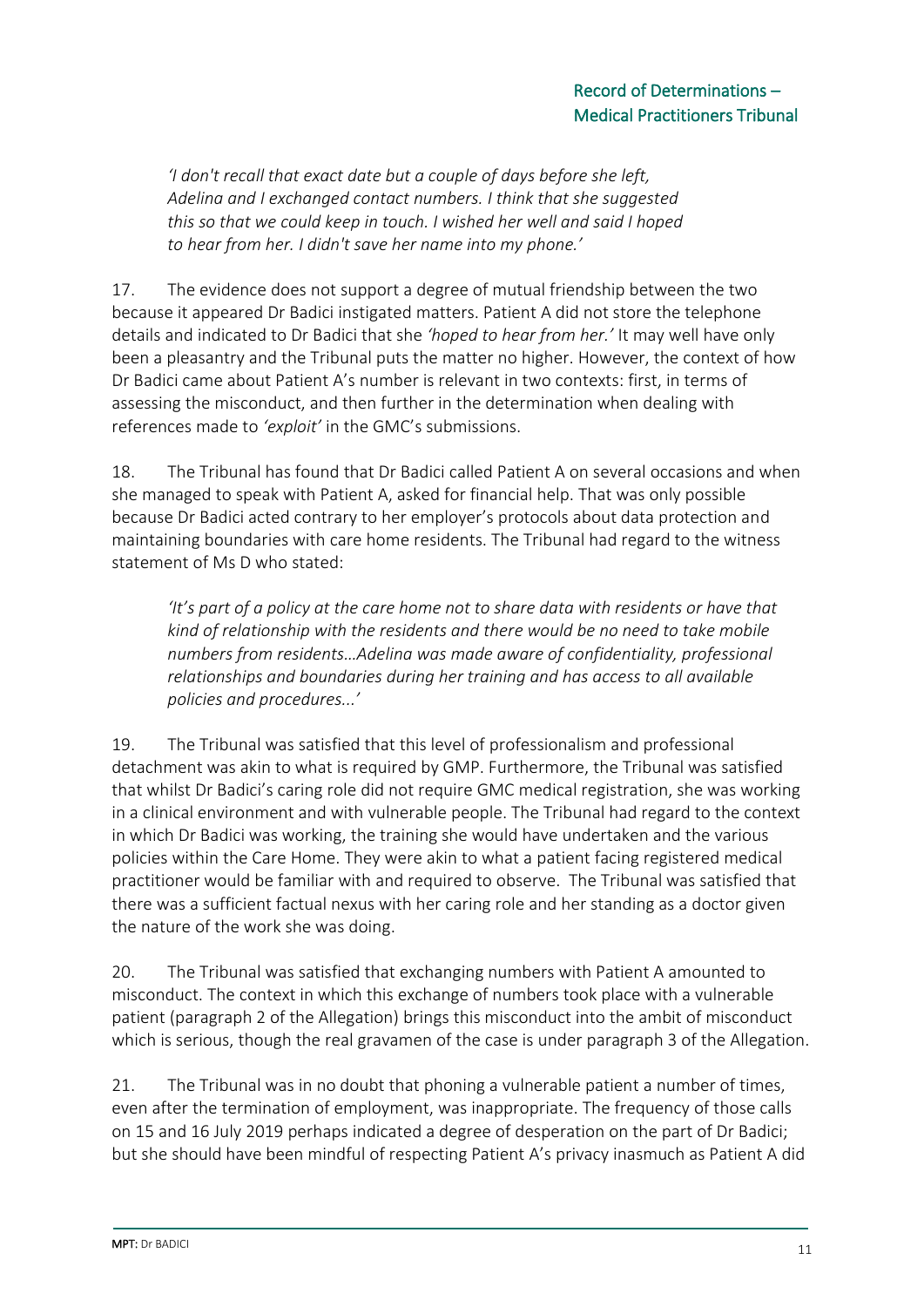> *'I don't recall that exact date but a couple of days before she left, Adelina and I exchanged contact numbers. I think that she suggested this so that we could keep in touch. I wished her well and said I hoped to hear from her. I didn't save her name into my phone.'*

17. The evidence does not support a degree of mutual friendship between the two because it appeared Dr Badici instigated matters. Patient A did not store the telephone details and indicated to Dr Badici that she *'hoped to hear from her.'* It may well have only been a pleasantry and the Tribunal puts the matter no higher. However, the context of how Dr Badici came about Patient A's number is relevant in two contexts: first, in terms of assessing the misconduct, and then further in the determination when dealing with references made to *'exploit'* in the GMC's submissions.

18. The Tribunal has found that Dr Badici called Patient A on several occasions and when she managed to speak with Patient A, asked for financial help. That was only possible because Dr Badici acted contrary to her employer's protocols about data protection and maintaining boundaries with care home residents. The Tribunal had regard to the witness statement of Ms D who stated:

> *'It's part of a policy at the care home not to share data with residents or have that kind of relationship with the residents and there would be no need to take mobile numbers from residents…Adelina was made aware of confidentiality, professional relationships and boundaries during her training and has access to all available policies and procedures...'*

19. The Tribunal was satisfied that this level of professionalism and professional detachment was akin to what is required by GMP. Furthermore, the Tribunal was satisfied that whilst Dr Badici's caring role did not require GMC medical registration, she was working in a clinical environment and with vulnerable people. The Tribunal had regard to the context in which Dr Badici was working, the training she would have undertaken and the various policies within the Care Home. They were akin to what a patient facing registered medical practitioner would be familiar with and required to observe. The Tribunal was satisfied that there was a sufficient factual nexus with her caring role and her standing as a doctor given the nature of the work she was doing.

20. The Tribunal was satisfied that exchanging numbers with Patient A amounted to misconduct. The context in which this exchange of numbers took place with a vulnerable patient (paragraph 2 of the Allegation) brings this misconduct into the ambit of misconduct which is serious, though the real gravamen of the case is under paragraph 3 of the Allegation.

21. The Tribunal was in no doubt that phoning a vulnerable patient a number of times, even after the termination of employment, was inappropriate. The frequency of those calls on 15 and 16 July 2019 perhaps indicated a degree of desperation on the part of Dr Badici; but she should have been mindful of respecting Patient A's privacy inasmuch as Patient A did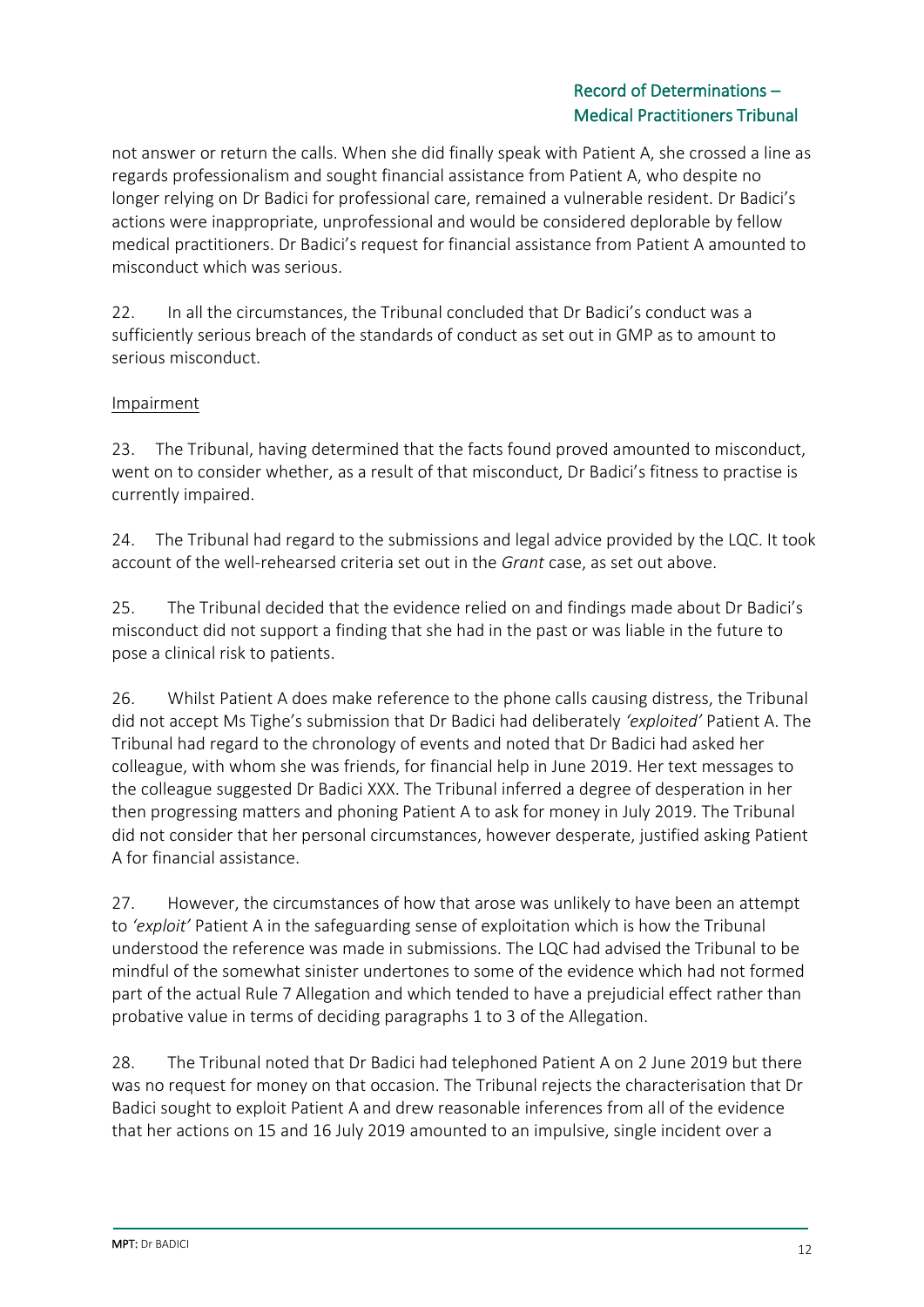not answer or return the calls. When she did finally speak with Patient A, she crossed a line as regards professionalism and sought financial assistance from Patient A, who despite no longer relying on Dr Badici for professional care, remained a vulnerable resident. Dr Badici's actions were inappropriate, unprofessional and would be considered deplorable by fellow medical practitioners. Dr Badici's request for financial assistance from Patient A amounted to misconduct which was serious.

22. In all the circumstances, the Tribunal concluded that Dr Badici's conduct was a sufficiently serious breach of the standards of conduct as set out in GMP as to amount to serious misconduct.

<u>Impairment</u>

23. The Tribunal, having determined that the facts found proved amounted to misconduct, went on to consider whether, as a result of that misconduct, Dr Badici's fitness to practise is currently impaired.

24. The Tribunal had regard to the submissions and legal advice provided by the LQC. It took account of the well-rehearsed criteria set out in the *Grant* case, as set out above.

25. The Tribunal decided that the evidence relied on and findings made about Dr Badici's misconduct did not support a finding that she had in the past or was liable in the future to pose a clinical risk to patients.

26. Whilst Patient A does make reference to the phone calls causing distress, the Tribunal did not accept Ms Tighe's submission that Dr Badici had deliberately *'exploited'* Patient A. The Tribunal had regard to the chronology of events and noted that Dr Badici had asked her colleague, with whom she was friends, for financial help in June 2019. Her text messages to the colleague suggested Dr Badici XXX. The Tribunal inferred a degree of desperation in her then progressing matters and phoning Patient A to ask for money in July 2019. The Tribunal did not consider that her personal circumstances, however desperate, justified asking Patient A for financial assistance.

27. However, the circumstances of how that arose was unlikely to have been an attempt to *'exploit'* Patient A in the safeguarding sense of exploitation which is how the Tribunal understood the reference was made in submissions. The LQC had advised the Tribunal to be mindful of the somewhat sinister undertones to some of the evidence which had not formed part of the actual Rule 7 Allegation and which tended to have a prejudicial effect rather than probative value in terms of deciding paragraphs 1 to 3 of the Allegation.

28. The Tribunal noted that Dr Badici had telephoned Patient A on 2 June 2019 but there was no request for money on that occasion. The Tribunal rejects the characterisation that Dr Badici sought to exploit Patient A and drew reasonable inferences from all of the evidence that her actions on 15 and 16 July 2019 amounted to an impulsive, single incident over a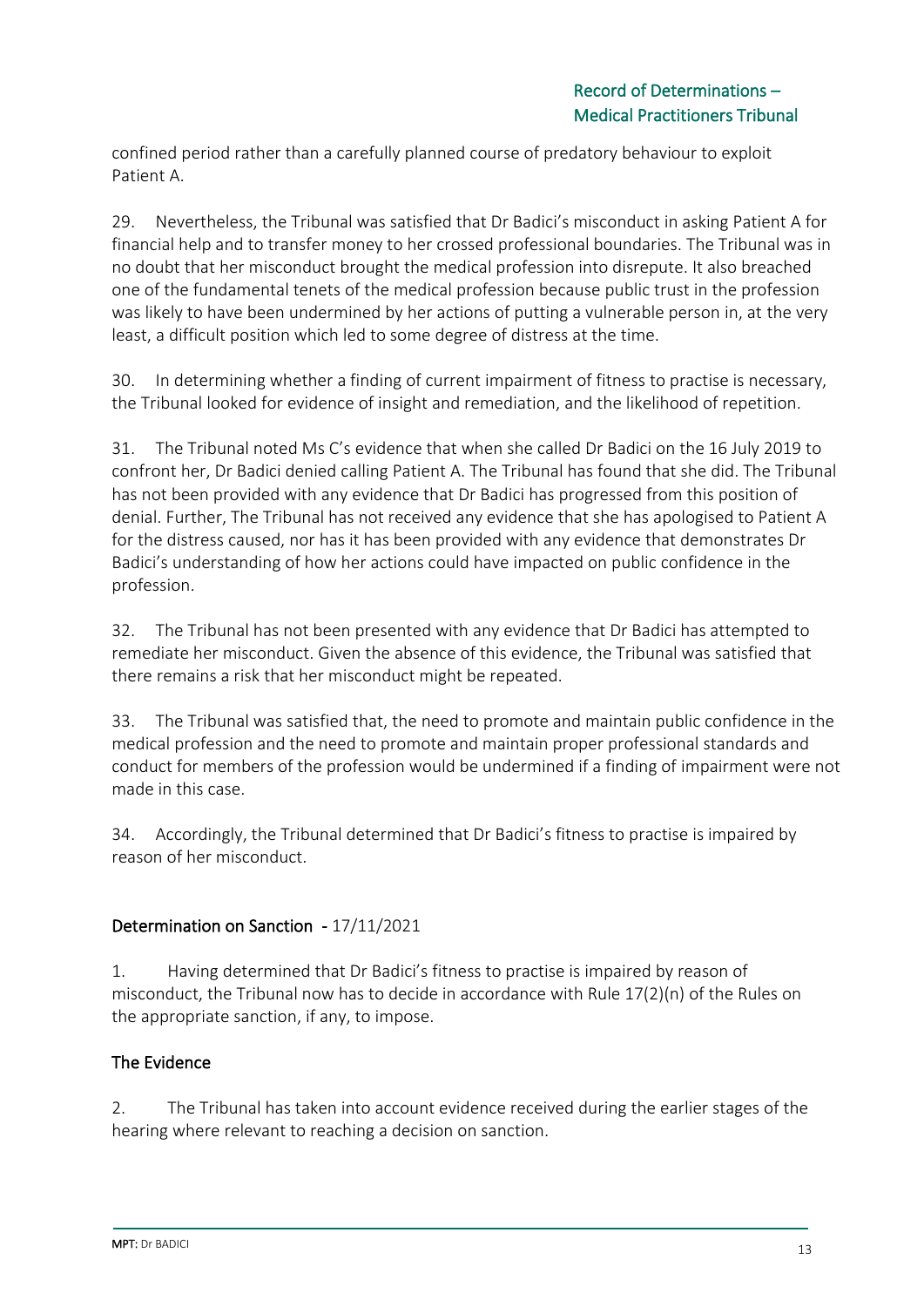confined period rather than a carefully planned course of predatory behaviour to exploit Patient A.

29. Nevertheless, the Tribunal was satisfied that Dr Badici's misconduct in asking Patient A for financial help and to transfer money to her crossed professional boundaries. The Tribunal was in no doubt that her misconduct brought the medical profession into disrepute. It also breached one of the fundamental tenets of the medical profession because public trust in the profession was likely to have been undermined by her actions of putting a vulnerable person in, at the very least, a difficult position which led to some degree of distress at the time.

30. In determining whether a finding of current impairment of fitness to practise is necessary, the Tribunal looked for evidence of insight and remediation, and the likelihood of repetition.

31. The Tribunal noted Ms C's evidence that when she called Dr Badici on the 16 July 2019 to confront her, Dr Badici denied calling Patient A. The Tribunal has found that she did. The Tribunal has not been provided with any evidence that Dr Badici has progressed from this position of denial. Further, The Tribunal has not received any evidence that she has apologised to Patient A for the distress caused, nor has it has been provided with any evidence that demonstrates Dr Badici's understanding of how her actions could have impacted on public confidence in the profession.

32. The Tribunal has not been presented with any evidence that Dr Badici has attempted to remediate her misconduct. Given the absence of this evidence, the Tribunal was satisfied that there remains a risk that her misconduct might be repeated.

33. The Tribunal was satisfied that, the need to promote and maintain public confidence in the medical profession and the need to promote and maintain proper professional standards and conduct for members of the profession would be undermined if a finding of impairment were not made in this case.

34. Accordingly, the Tribunal determined that Dr Badici's fitness to practise is impaired by reason of her misconduct.

## Determination on Sanction - 17/11/2021

1. Having determined that Dr Badici's fitness to practise is impaired by reason of misconduct, the Tribunal now has to decide in accordance with Rule 17(2)(n) of the Rules on the appropriate sanction, if any, to impose.

### The Evidence

2. The Tribunal has taken into account evidence received during the earlier stages of the hearing where relevant to reaching a decision on sanction.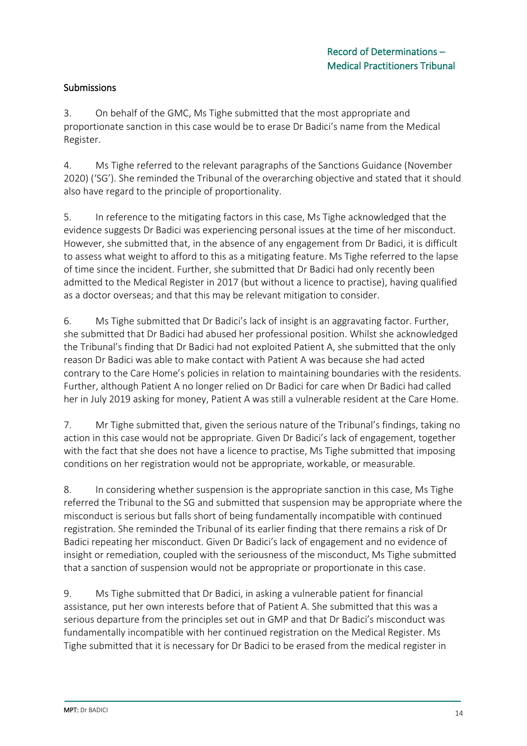## Submissions

3. On behalf of the GMC, Ms Tighe submitted that the most appropriate and proportionate sanction in this case would be to erase Dr Badici's name from the Medical Register.

4. Ms Tighe referred to the relevant paragraphs of the Sanctions Guidance (November 2020) ('SG'). She reminded the Tribunal of the overarching objective and stated that it should also have regard to the principle of proportionality.

5. In reference to the mitigating factors in this case, Ms Tighe acknowledged that the evidence suggests Dr Badici was experiencing personal issues at the time of her misconduct. However, she submitted that, in the absence of any engagement from Dr Badici, it is difficult to assess what weight to afford to this as a mitigating feature. Ms Tighe referred to the lapse of time since the incident. Further, she submitted that Dr Badici had only recently been admitted to the Medical Register in 2017 (but without a licence to practise), having qualified as a doctor overseas; and that this may be relevant mitigation to consider.

6. Ms Tighe submitted that Dr Badici's lack of insight is an aggravating factor. Further, she submitted that Dr Badici had abused her professional position. Whilst she acknowledged the Tribunal's finding that Dr Badici had not exploited Patient A, she submitted that the only reason Dr Badici was able to make contact with Patient A was because she had acted contrary to the Care Home's policies in relation to maintaining boundaries with the residents. Further, although Patient A no longer relied on Dr Badici for care when Dr Badici had called her in July 2019 asking for money, Patient A was still a vulnerable resident at the Care Home.

7. Mr Tighe submitted that, given the serious nature of the Tribunal's findings, taking no action in this case would not be appropriate. Given Dr Badici's lack of engagement, together with the fact that she does not have a licence to practise, Ms Tighe submitted that imposing conditions on her registration would not be appropriate, workable, or measurable.

8. In considering whether suspension is the appropriate sanction in this case, Ms Tighe referred the Tribunal to the SG and submitted that suspension may be appropriate where the misconduct is serious but falls short of being fundamentally incompatible with continued registration. She reminded the Tribunal of its earlier finding that there remains a risk of Dr Badici repeating her misconduct. Given Dr Badici's lack of engagement and no evidence of insight or remediation, coupled with the seriousness of the misconduct, Ms Tighe submitted that a sanction of suspension would not be appropriate or proportionate in this case.

9. Ms Tighe submitted that Dr Badici, in asking a vulnerable patient for financial assistance, put her own interests before that of Patient A. She submitted that this was a serious departure from the principles set out in GMP and that Dr Badici's misconduct was fundamentally incompatible with her continued registration on the Medical Register. Ms Tighe submitted that it is necessary for Dr Badici to be erased from the medical register in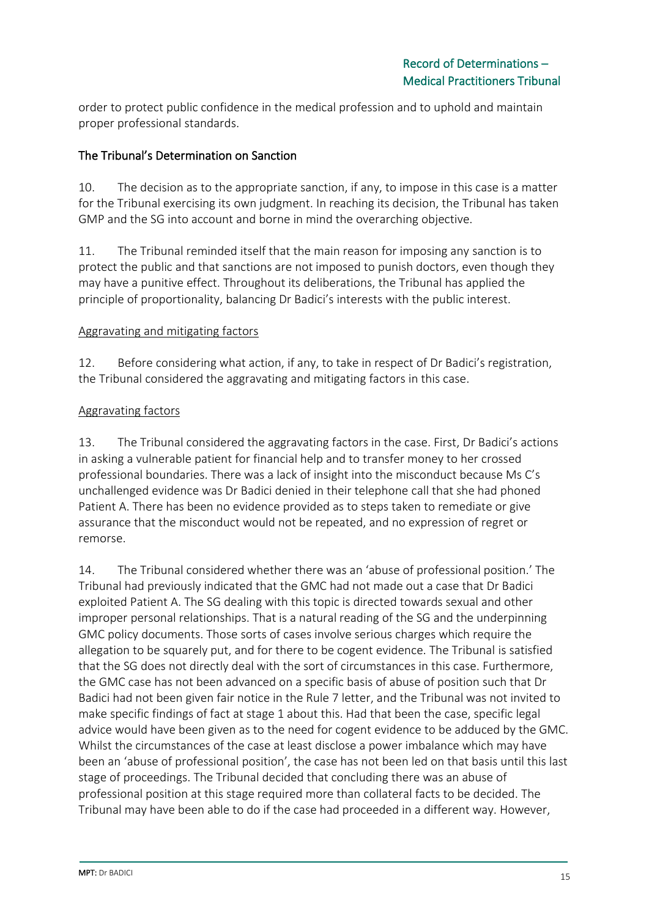order to protect public confidence in the medical profession and to uphold and maintain proper professional standards.

## The Tribunal's Determination on Sanction

10. The decision as to the appropriate sanction, if any, to impose in this case is a matter for the Tribunal exercising its own judgment. In reaching its decision, the Tribunal has taken GMP and the SG into account and borne in mind the overarching objective.

11. The Tribunal reminded itself that the main reason for imposing any sanction is to protect the public and that sanctions are not imposed to punish doctors, even though they may have a punitive effect. Throughout its deliberations, the Tribunal has applied the principle of proportionality, balancing Dr Badici's interests with the public interest.

### Aggravating and mitigating factors

12. Before considering what action, if any, to take in respect of Dr Badici's registration, the Tribunal considered the aggravating and mitigating factors in this case.

### Aggravating factors

13. The Tribunal considered the aggravating factors in the case. First, Dr Badici's actions in asking a vulnerable patient for financial help and to transfer money to her crossed professional boundaries. There was a lack of insight into the misconduct because Ms C's unchallenged evidence was Dr Badici denied in their telephone call that she had phoned Patient A. There has been no evidence provided as to steps taken to remediate or give assurance that the misconduct would not be repeated, and no expression of regret or remorse.

14. The Tribunal considered whether there was an 'abuse of professional position.' The Tribunal had previously indicated that the GMC had not made out a case that Dr Badici exploited Patient A. The SG dealing with this topic is directed towards sexual and other improper personal relationships. That is a natural reading of the SG and the underpinning GMC policy documents. Those sorts of cases involve serious charges which require the allegation to be squarely put, and for there to be cogent evidence. The Tribunal is satisfied that the SG does not directly deal with the sort of circumstances in this case. Furthermore, the GMC case has not been advanced on a specific basis of abuse of position such that Dr Badici had not been given fair notice in the Rule 7 letter, and the Tribunal was not invited to make specific findings of fact at stage 1 about this. Had that been the case, specific legal advice would have been given as to the need for cogent evidence to be adduced by the GMC. Whilst the circumstances of the case at least disclose a power imbalance which may have been an 'abuse of professional position', the case has not been led on that basis until this last stage of proceedings. The Tribunal decided that concluding there was an abuse of professional position at this stage required more than collateral facts to be decided. The Tribunal may have been able to do if the case had proceeded in a different way. However,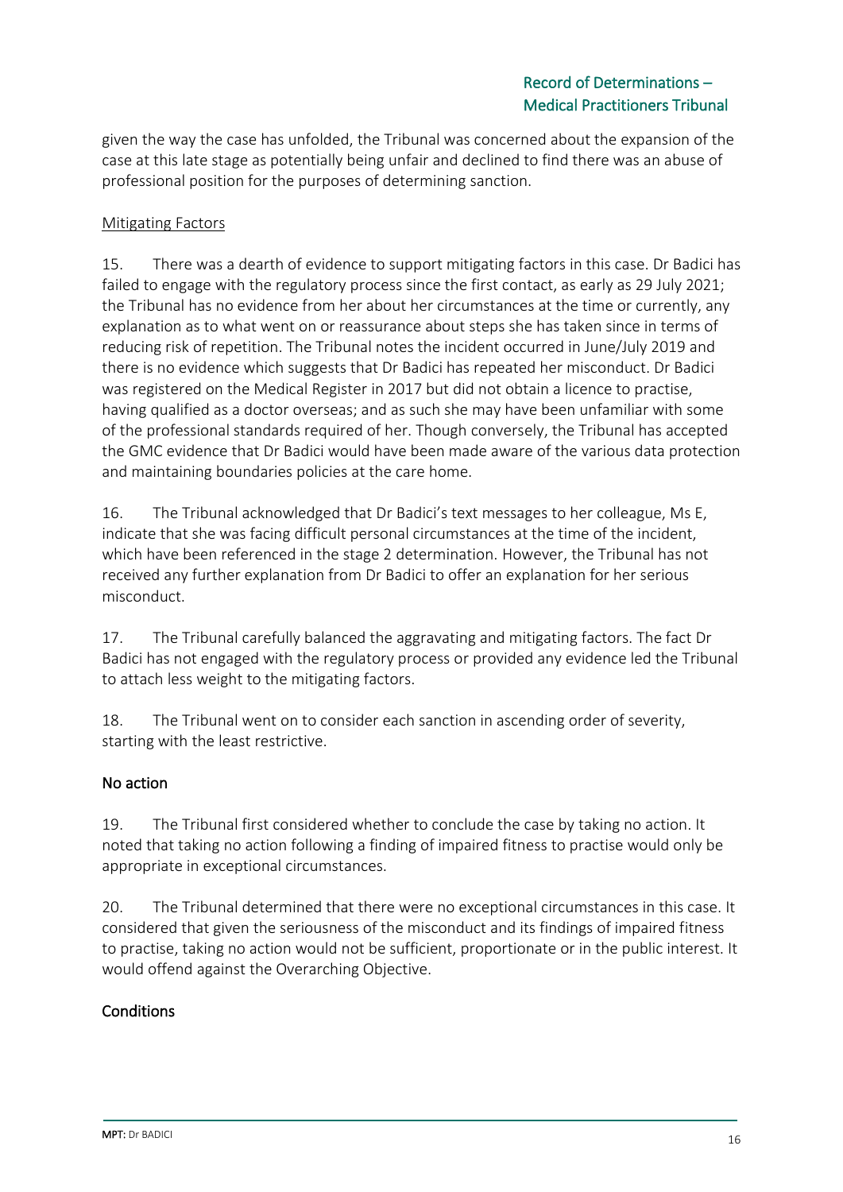given the way the case has unfolded, the Tribunal was concerned about the expansion of the case at this late stage as potentially being unfair and declined to find there was an abuse of professional position for the purposes of determining sanction.

<u>Mitigating Factors</u>

15. There was a dearth of evidence to support mitigating factors in this case. Dr Badici has failed to engage with the regulatory process since the first contact, as early as 29 July 2021; the Tribunal has no evidence from her about her circumstances at the time or currently, any explanation as to what went on or reassurance about steps she has taken since in terms of reducing risk of repetition. The Tribunal notes the incident occurred in June/July 2019 and there is no evidence which suggests that Dr Badici has repeated her misconduct. Dr Badici was registered on the Medical Register in 2017 but did not obtain a licence to practise, having qualified as a doctor overseas; and as such she may have been unfamiliar with some of the professional standards required of her. Though conversely, the Tribunal has accepted the GMC evidence that Dr Badici would have been made aware of the various data protection and maintaining boundaries policies at the care home.

16. The Tribunal acknowledged that Dr Badici's text messages to her colleague, Ms E, indicate that she was facing difficult personal circumstances at the time of the incident, which have been referenced in the stage 2 determination. However, the Tribunal has not received any further explanation from Dr Badici to offer an explanation for her serious misconduct.

17. The Tribunal carefully balanced the aggravating and mitigating factors. The fact Dr Badici has not engaged with the regulatory process or provided any evidence led the Tribunal to attach less weight to the mitigating factors.

18. The Tribunal went on to consider each sanction in ascending order of severity, starting with the least restrictive.

## No action

19. The Tribunal first considered whether to conclude the case by taking no action. It noted that taking no action following a finding of impaired fitness to practise would only be appropriate in exceptional circumstances.

20. The Tribunal determined that there were no exceptional circumstances in this case. It considered that given the seriousness of the misconduct and its findings of impaired fitness to practise, taking no action would not be sufficient, proportionate or in the public interest. It would offend against the Overarching Objective.

## Conditions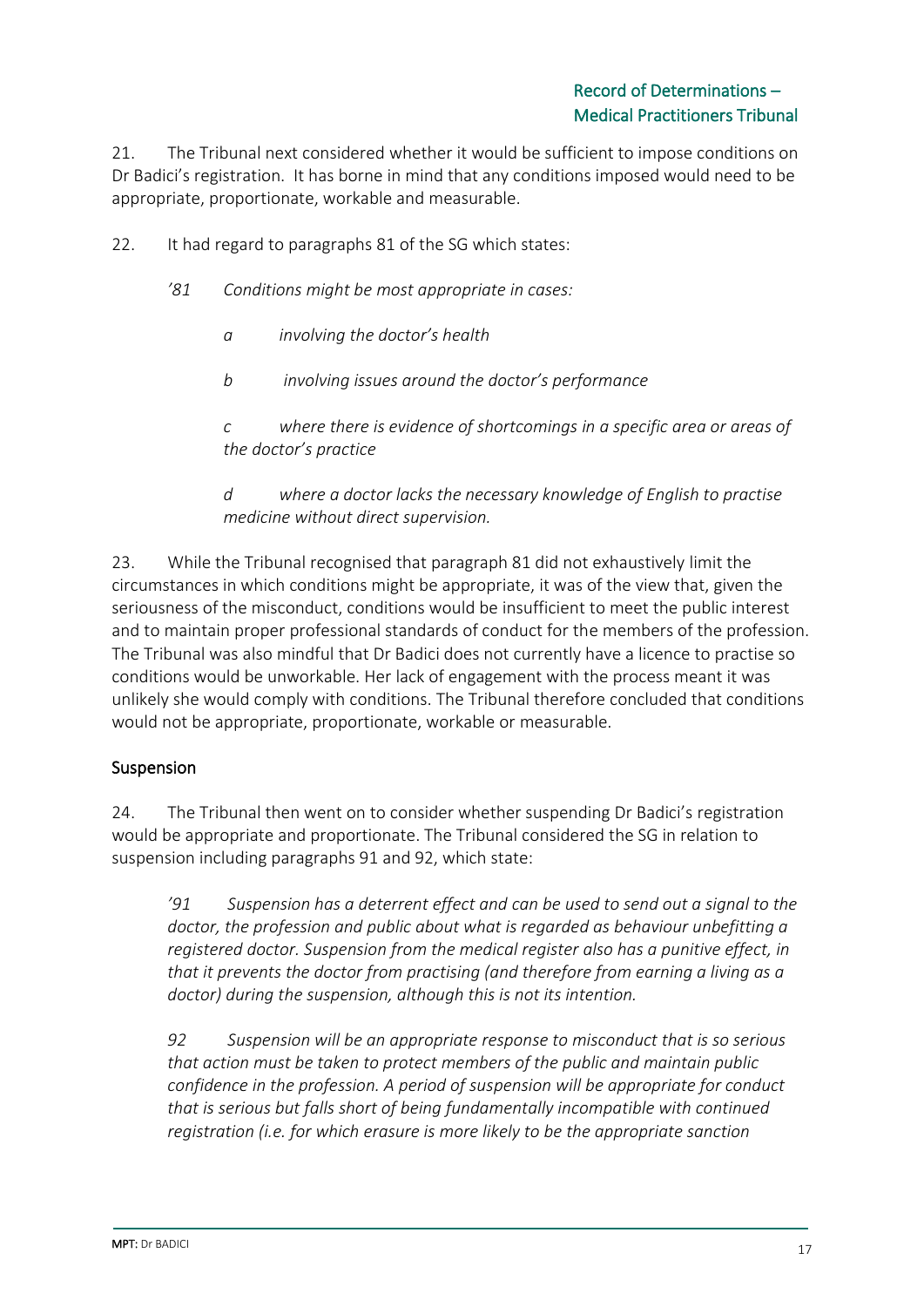21. The Tribunal next considered whether it would be sufficient to impose conditions on Dr Badici's registration. It has borne in mind that any conditions imposed would need to be appropriate, proportionate, workable and measurable.

22. It had regard to paragraphs 81 of the SG which states:

> *'81 Conditions might be most appropriate in cases:*
>
> *a involving the doctor's health*
>
> *b involving issues around the doctor's performance*
>
> *c where there is evidence of shortcomings in a specific area or areas of the doctor's practice*
>
> *d where a doctor lacks the necessary knowledge of English to practise medicine without direct supervision.*

23. While the Tribunal recognised that paragraph 81 did not exhaustively limit the circumstances in which conditions might be appropriate, it was of the view that, given the seriousness of the misconduct, conditions would be insufficient to meet the public interest and to maintain proper professional standards of conduct for the members of the profession. The Tribunal was also mindful that Dr Badici does not currently have a licence to practise so conditions would be unworkable. Her lack of engagement with the process meant it was unlikely she would comply with conditions. The Tribunal therefore concluded that conditions would not be appropriate, proportionate, workable or measurable.

## Suspension

24. The Tribunal then went on to consider whether suspending Dr Badici's registration would be appropriate and proportionate. The Tribunal considered the SG in relation to suspension including paragraphs 91 and 92, which state:

> *'91 Suspension has a deterrent effect and can be used to send out a signal to the doctor, the profession and public about what is regarded as behaviour unbefitting a registered doctor. Suspension from the medical register also has a punitive effect, in that it prevents the doctor from practising (and therefore from earning a living as a doctor) during the suspension, although this is not its intention.*
>
> *92 Suspension will be an appropriate response to misconduct that is so serious that action must be taken to protect members of the public and maintain public confidence in the profession. A period of suspension will be appropriate for conduct that is serious but falls short of being fundamentally incompatible with continued registration (i.e. for which erasure is more likely to be the appropriate sanction*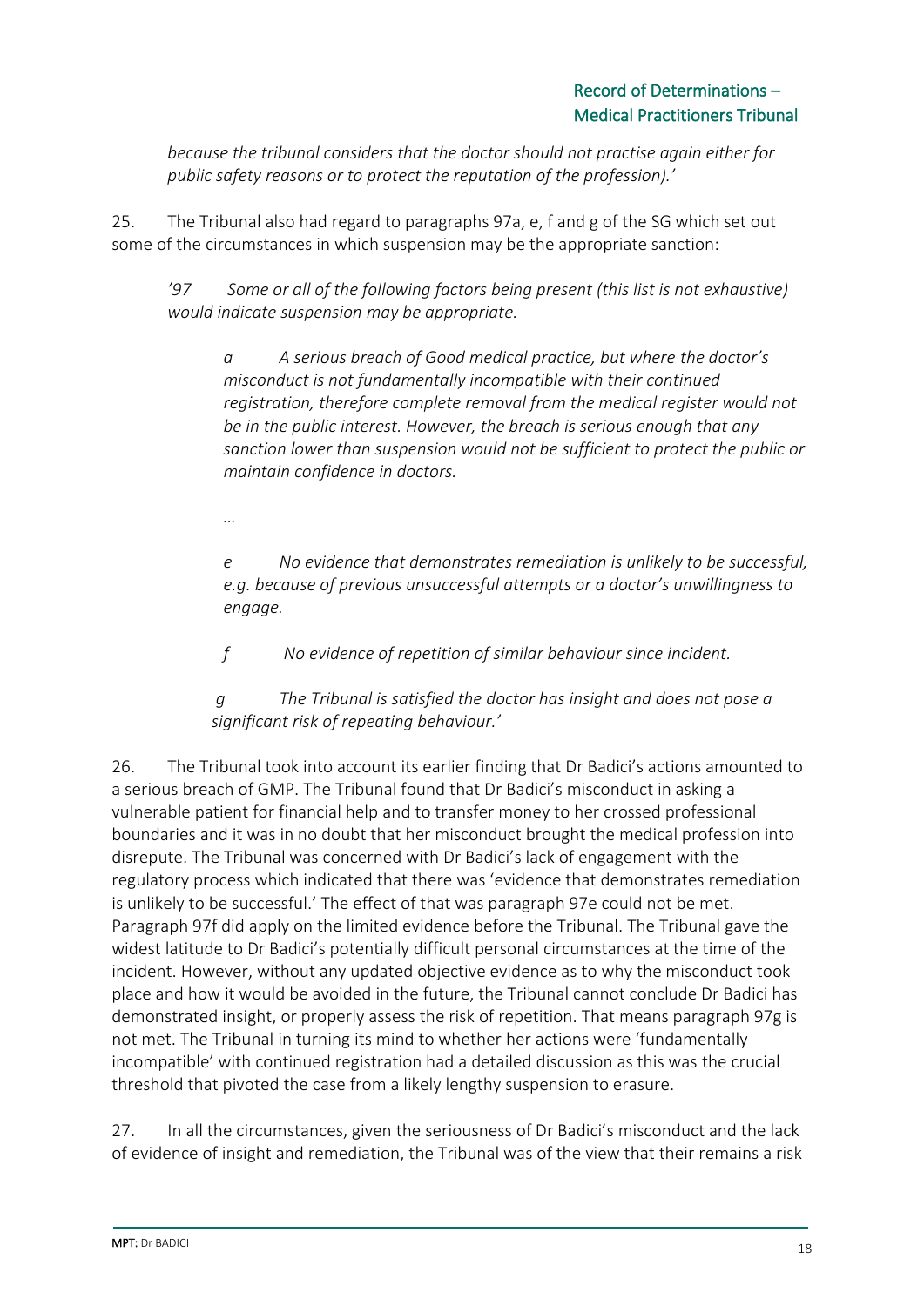*because the tribunal considers that the doctor should not practise again either for public safety reasons or to protect the reputation of the profession).'*

25. The Tribunal also had regard to paragraphs 97a, e, f and g of the SG which set out some of the circumstances in which suspension may be the appropriate sanction:

> *'97 Some or all of the following factors being present (this list is not exhaustive) would indicate suspension may be appropriate.*
>
> > *a A serious breach of Good medical practice, but where the doctor's misconduct is not fundamentally incompatible with their continued registration, therefore complete removal from the medical register would not be in the public interest. However, the breach is serious enough that any sanction lower than suspension would not be sufficient to protect the public or maintain confidence in doctors.*
> >
> > *…*
> >
> > *e No evidence that demonstrates remediation is unlikely to be successful, e.g. because of previous unsuccessful attempts or a doctor's unwillingness to engage.*
> >
> > *f No evidence of repetition of similar behaviour since incident.*
> >
> > *g The Tribunal is satisfied the doctor has insight and does not pose a significant risk of repeating behaviour.'*

26. The Tribunal took into account its earlier finding that Dr Badici's actions amounted to a serious breach of GMP. The Tribunal found that Dr Badici's misconduct in asking a vulnerable patient for financial help and to transfer money to her crossed professional boundaries and it was in no doubt that her misconduct brought the medical profession into disrepute. The Tribunal was concerned with Dr Badici's lack of engagement with the regulatory process which indicated that there was 'evidence that demonstrates remediation is unlikely to be successful.' The effect of that was paragraph 97e could not be met. Paragraph 97f did apply on the limited evidence before the Tribunal. The Tribunal gave the widest latitude to Dr Badici's potentially difficult personal circumstances at the time of the incident. However, without any updated objective evidence as to why the misconduct took place and how it would be avoided in the future, the Tribunal cannot conclude Dr Badici has demonstrated insight, or properly assess the risk of repetition. That means paragraph 97g is not met. The Tribunal in turning its mind to whether her actions were 'fundamentally incompatible' with continued registration had a detailed discussion as this was the crucial threshold that pivoted the case from a likely lengthy suspension to erasure.

27. In all the circumstances, given the seriousness of Dr Badici's misconduct and the lack of evidence of insight and remediation, the Tribunal was of the view that their remains a risk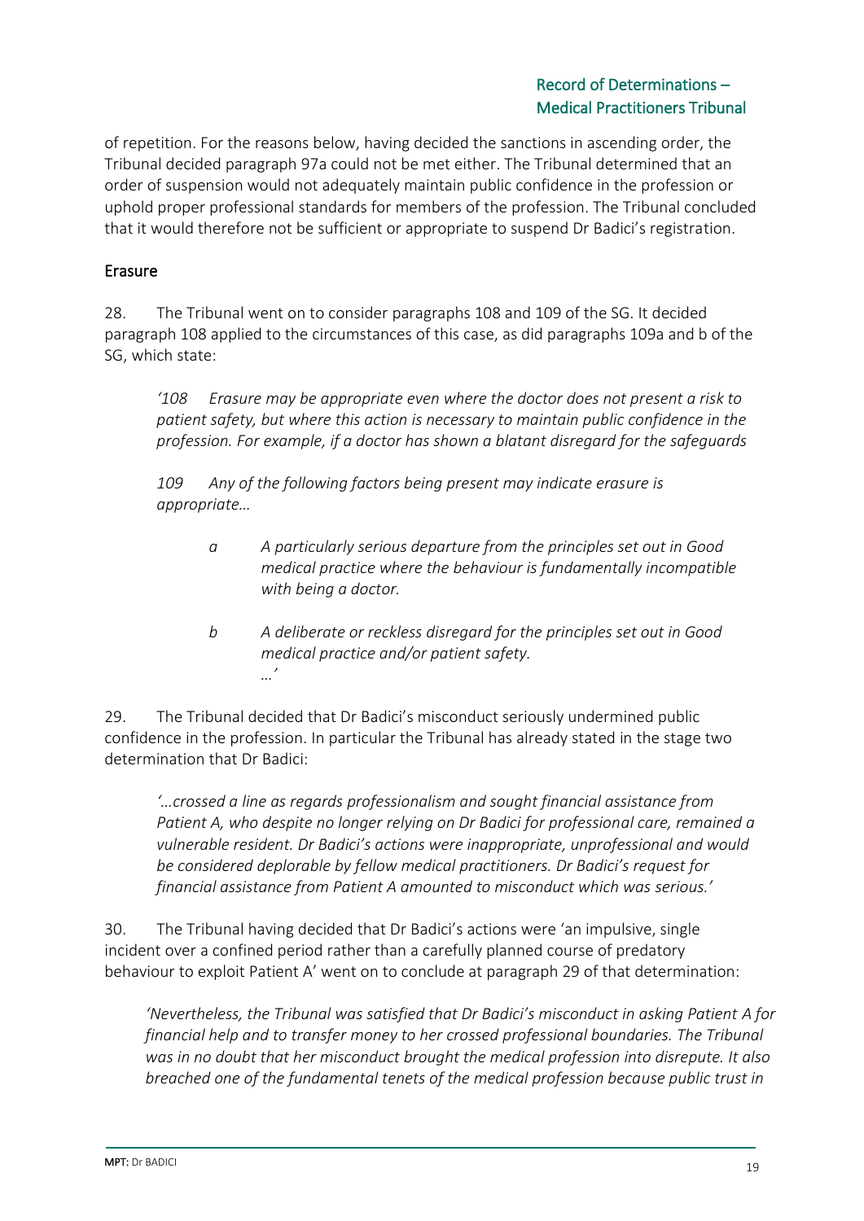of repetition. For the reasons below, having decided the sanctions in ascending order, the Tribunal decided paragraph 97a could not be met either. The Tribunal determined that an order of suspension would not adequately maintain public confidence in the profession or uphold proper professional standards for members of the profession. The Tribunal concluded that it would therefore not be sufficient or appropriate to suspend Dr Badici's registration.

## Erasure

28. The Tribunal went on to consider paragraphs 108 and 109 of the SG. It decided paragraph 108 applied to the circumstances of this case, as did paragraphs 109a and b of the SG, which state:

> *'108 Erasure may be appropriate even where the doctor does not present a risk to patient safety, but where this action is necessary to maintain public confidence in the profession. For example, if a doctor has shown a blatant disregard for the safeguards*
>
> *109 Any of the following factors being present may indicate erasure is appropriate…*
>
> *a A particularly serious departure from the principles set out in Good medical practice where the behaviour is fundamentally incompatible with being a doctor.*
>
> *b A deliberate or reckless disregard for the principles set out in Good medical practice and/or patient safety.*
> *…'*

29. The Tribunal decided that Dr Badici's misconduct seriously undermined public confidence in the profession. In particular the Tribunal has already stated in the stage two determination that Dr Badici:

> *'…crossed a line as regards professionalism and sought financial assistance from Patient A, who despite no longer relying on Dr Badici for professional care, remained a vulnerable resident. Dr Badici's actions were inappropriate, unprofessional and would be considered deplorable by fellow medical practitioners. Dr Badici's request for financial assistance from Patient A amounted to misconduct which was serious.'*

30. The Tribunal having decided that Dr Badici's actions were 'an impulsive, single incident over a confined period rather than a carefully planned course of predatory behaviour to exploit Patient A' went on to conclude at paragraph 29 of that determination:

> *'Nevertheless, the Tribunal was satisfied that Dr Badici's misconduct in asking Patient A for financial help and to transfer money to her crossed professional boundaries. The Tribunal was in no doubt that her misconduct brought the medical profession into disrepute. It also breached one of the fundamental tenets of the medical profession because public trust in*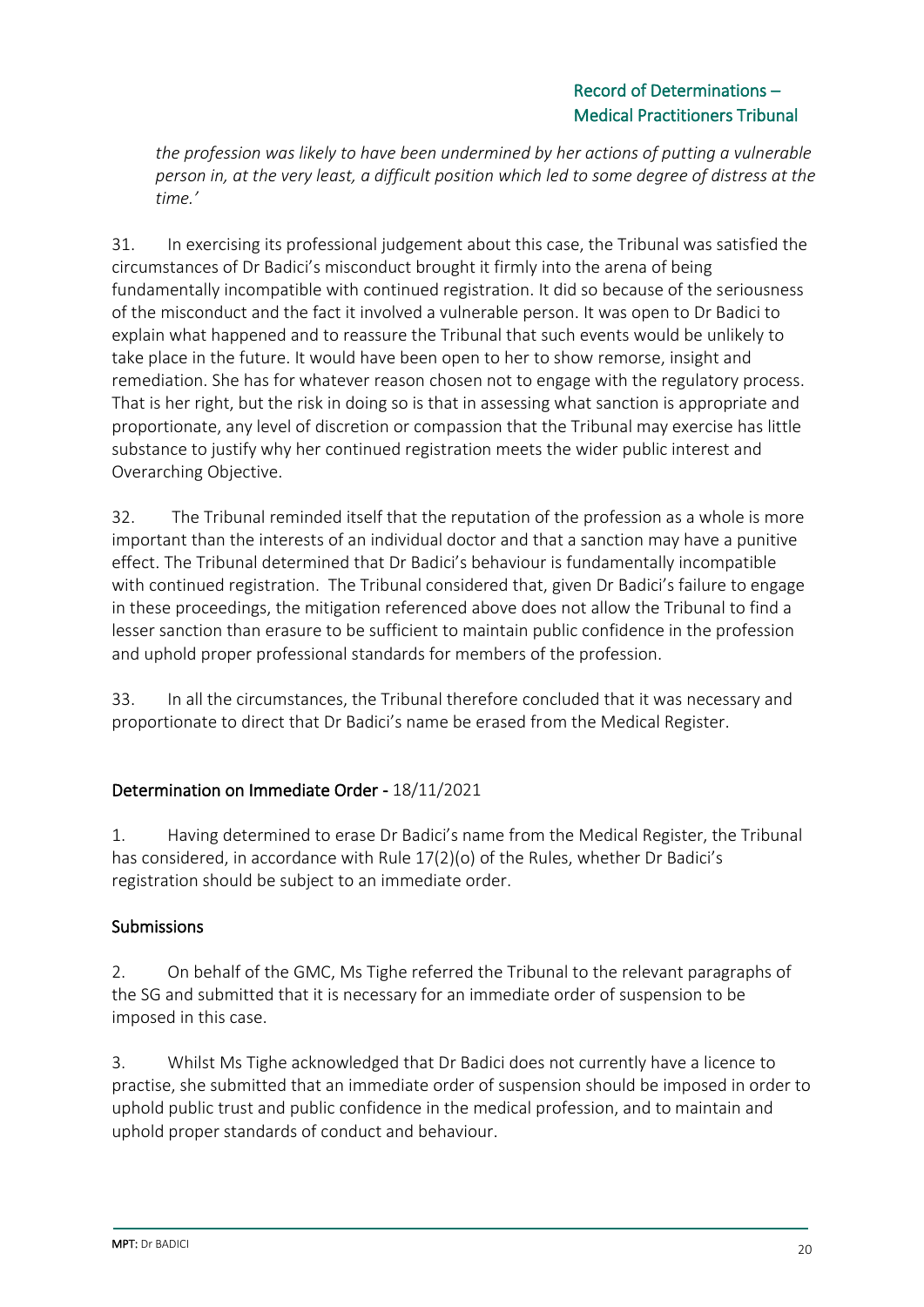*the profession was likely to have been undermined by her actions of putting a vulnerable person in, at the very least, a difficult position which led to some degree of distress at the time.'*

31. In exercising its professional judgement about this case, the Tribunal was satisfied the circumstances of Dr Badici's misconduct brought it firmly into the arena of being fundamentally incompatible with continued registration. It did so because of the seriousness of the misconduct and the fact it involved a vulnerable person. It was open to Dr Badici to explain what happened and to reassure the Tribunal that such events would be unlikely to take place in the future. It would have been open to her to show remorse, insight and remediation. She has for whatever reason chosen not to engage with the regulatory process. That is her right, but the risk in doing so is that in assessing what sanction is appropriate and proportionate, any level of discretion or compassion that the Tribunal may exercise has little substance to justify why her continued registration meets the wider public interest and Overarching Objective.

32. The Tribunal reminded itself that the reputation of the profession as a whole is more important than the interests of an individual doctor and that a sanction may have a punitive effect. The Tribunal determined that Dr Badici's behaviour is fundamentally incompatible with continued registration. The Tribunal considered that, given Dr Badici's failure to engage in these proceedings, the mitigation referenced above does not allow the Tribunal to find a lesser sanction than erasure to be sufficient to maintain public confidence in the profession and uphold proper professional standards for members of the profession.

33. In all the circumstances, the Tribunal therefore concluded that it was necessary and proportionate to direct that Dr Badici's name be erased from the Medical Register.

## Determination on Immediate Order - 18/11/2021

1. Having determined to erase Dr Badici's name from the Medical Register, the Tribunal has considered, in accordance with Rule 17(2)(o) of the Rules, whether Dr Badici's registration should be subject to an immediate order.

### Submissions

2. On behalf of the GMC, Ms Tighe referred the Tribunal to the relevant paragraphs of the SG and submitted that it is necessary for an immediate order of suspension to be imposed in this case.

3. Whilst Ms Tighe acknowledged that Dr Badici does not currently have a licence to practise, she submitted that an immediate order of suspension should be imposed in order to uphold public trust and public confidence in the medical profession, and to maintain and uphold proper standards of conduct and behaviour.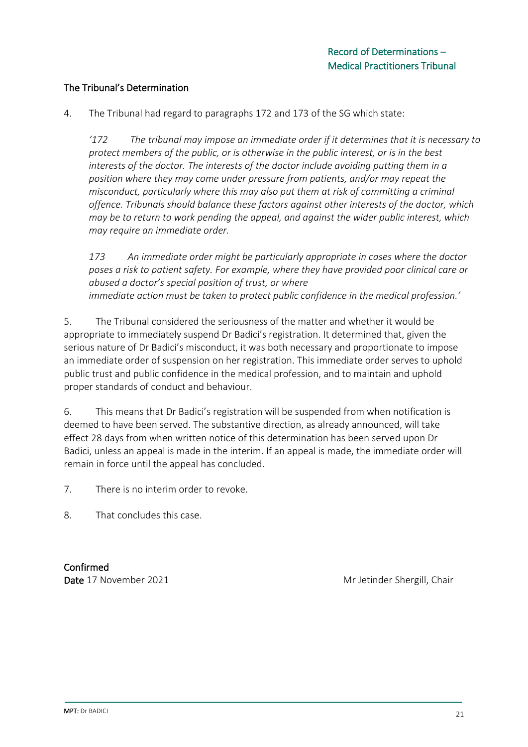## The Tribunal's Determination

4. The Tribunal had regard to paragraphs 172 and 173 of the SG which state:

> *'172 The tribunal may impose an immediate order if it determines that it is necessary to protect members of the public, or is otherwise in the public interest, or is in the best interests of the doctor. The interests of the doctor include avoiding putting them in a position where they may come under pressure from patients, and/or may repeat the misconduct, particularly where this may also put them at risk of committing a criminal offence. Tribunals should balance these factors against other interests of the doctor, which may be to return to work pending the appeal, and against the wider public interest, which may require an immediate order.*
>
> *173 An immediate order might be particularly appropriate in cases where the doctor poses a risk to patient safety. For example, where they have provided poor clinical care or abused a doctor's special position of trust, or where immediate action must be taken to protect public confidence in the medical profession.'*

5. The Tribunal considered the seriousness of the matter and whether it would be appropriate to immediately suspend Dr Badici's registration. It determined that, given the serious nature of Dr Badici's misconduct, it was both necessary and proportionate to impose an immediate order of suspension on her registration. This immediate order serves to uphold public trust and public confidence in the medical profession, and to maintain and uphold proper standards of conduct and behaviour.

6. This means that Dr Badici's registration will be suspended from when notification is deemed to have been served. The substantive direction, as already announced, will take effect 28 days from when written notice of this determination has been served upon Dr Badici, unless an appeal is made in the interim. If an appeal is made, the immediate order will remain in force until the appeal has concluded.

7. There is no interim order to revoke.

8. That concludes this case.

**Confirmed**

**Date** 17 November 2021 Mr Jetinder Shergill, Chair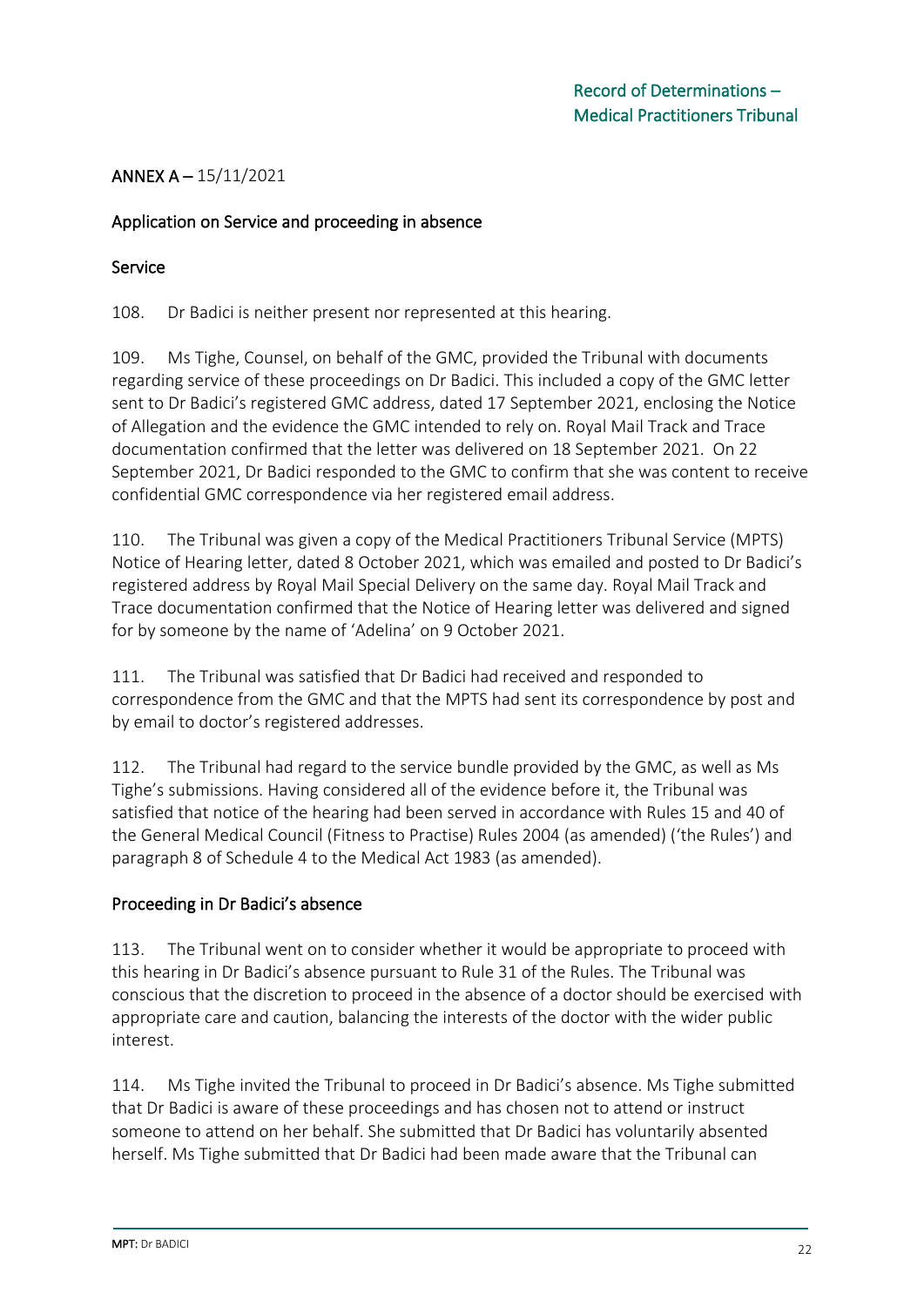**ANNEX A –** 15/11/2021

Application on Service and proceeding in absence

Service

108. Dr Badici is neither present nor represented at this hearing.

109. Ms Tighe, Counsel, on behalf of the GMC, provided the Tribunal with documents regarding service of these proceedings on Dr Badici. This included a copy of the GMC letter sent to Dr Badici's registered GMC address, dated 17 September 2021, enclosing the Notice of Allegation and the evidence the GMC intended to rely on. Royal Mail Track and Trace documentation confirmed that the letter was delivered on 18 September 2021. On 22 September 2021, Dr Badici responded to the GMC to confirm that she was content to receive confidential GMC correspondence via her registered email address.

110. The Tribunal was given a copy of the Medical Practitioners Tribunal Service (MPTS) Notice of Hearing letter, dated 8 October 2021, which was emailed and posted to Dr Badici's registered address by Royal Mail Special Delivery on the same day. Royal Mail Track and Trace documentation confirmed that the Notice of Hearing letter was delivered and signed for by someone by the name of 'Adelina' on 9 October 2021.

111. The Tribunal was satisfied that Dr Badici had received and responded to correspondence from the GMC and that the MPTS had sent its correspondence by post and by email to doctor's registered addresses.

112. The Tribunal had regard to the service bundle provided by the GMC, as well as Ms Tighe's submissions. Having considered all of the evidence before it, the Tribunal was satisfied that notice of the hearing had been served in accordance with Rules 15 and 40 of the General Medical Council (Fitness to Practise) Rules 2004 (as amended) ('the Rules') and paragraph 8 of Schedule 4 to the Medical Act 1983 (as amended).

Proceeding in Dr Badici's absence

113. The Tribunal went on to consider whether it would be appropriate to proceed with this hearing in Dr Badici's absence pursuant to Rule 31 of the Rules. The Tribunal was conscious that the discretion to proceed in the absence of a doctor should be exercised with appropriate care and caution, balancing the interests of the doctor with the wider public interest.

114. Ms Tighe invited the Tribunal to proceed in Dr Badici's absence. Ms Tighe submitted that Dr Badici is aware of these proceedings and has chosen not to attend or instruct someone to attend on her behalf. She submitted that Dr Badici has voluntarily absented herself. Ms Tighe submitted that Dr Badici had been made aware that the Tribunal can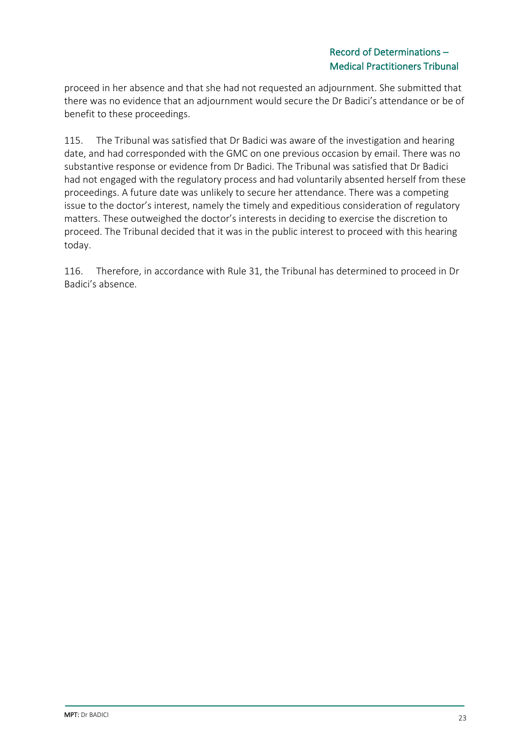proceed in her absence and that she had not requested an adjournment. She submitted that there was no evidence that an adjournment would secure the Dr Badici's attendance or be of benefit to these proceedings.

115. The Tribunal was satisfied that Dr Badici was aware of the investigation and hearing date, and had corresponded with the GMC on one previous occasion by email. There was no substantive response or evidence from Dr Badici. The Tribunal was satisfied that Dr Badici had not engaged with the regulatory process and had voluntarily absented herself from these proceedings. A future date was unlikely to secure her attendance. There was a competing issue to the doctor's interest, namely the timely and expeditious consideration of regulatory matters. These outweighed the doctor's interests in deciding to exercise the discretion to proceed. The Tribunal decided that it was in the public interest to proceed with this hearing today.

116. Therefore, in accordance with Rule 31, the Tribunal has determined to proceed in Dr Badici's absence.